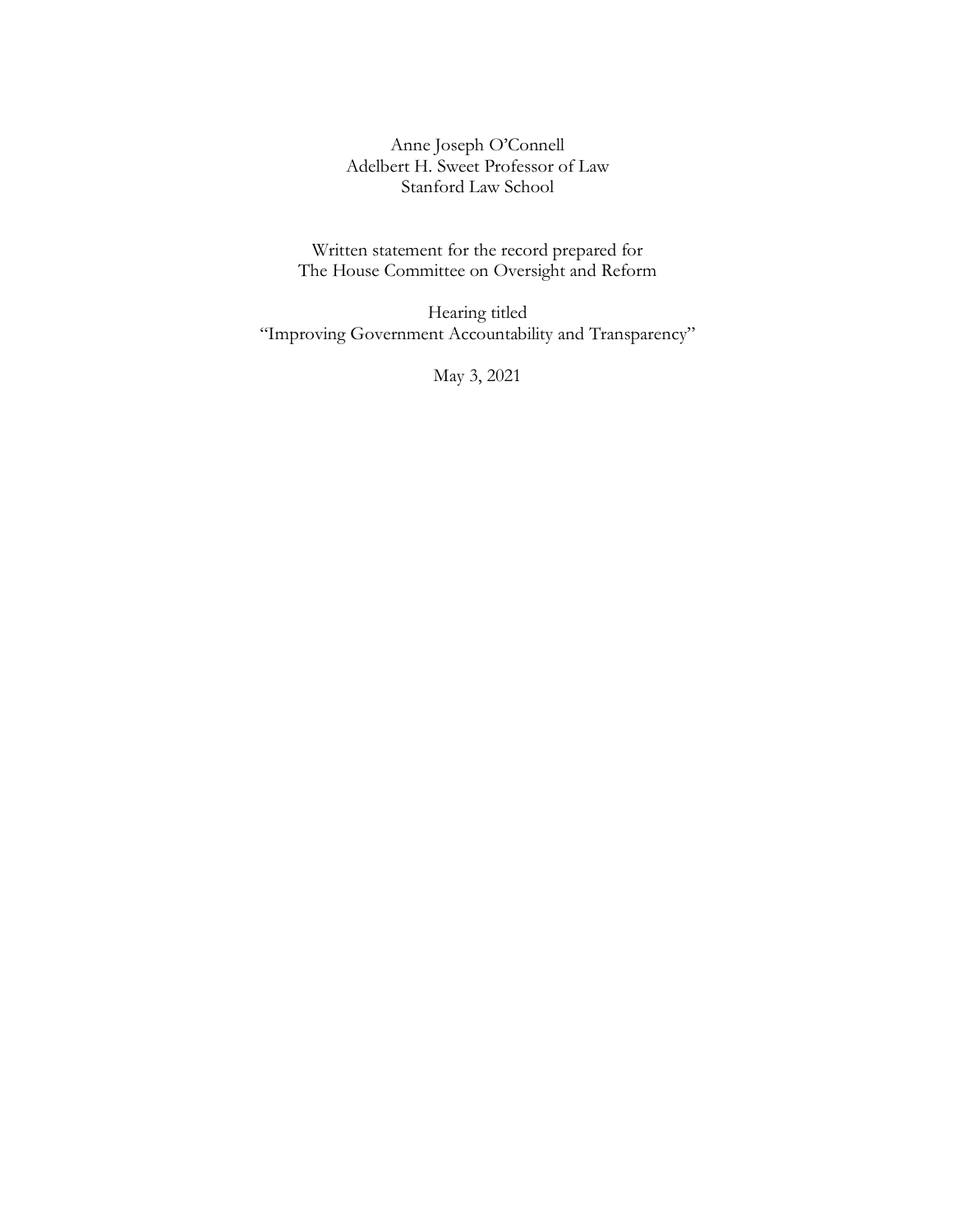Anne Joseph O'Connell
Adelbert H. Sweet Professor of Law
Stanford Law School

Written statement for the record prepared for
The House Committee on Oversight and Reform

Hearing titled
"Improving Government Accountability and Transparency"

May 3, 2021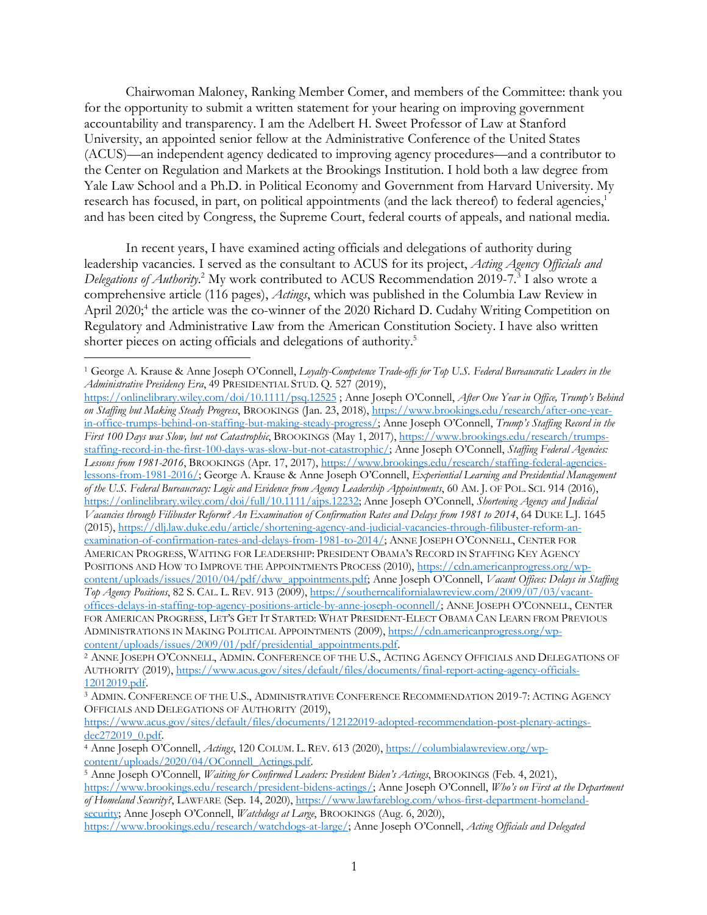Chairwoman Maloney, Ranking Member Comer, and members of the Committee: thank you for the opportunity to submit a written statement for your hearing on improving government accountability and transparency. I am the Adelbert H. Sweet Professor of Law at Stanford University, an appointed senior fellow at the Administrative Conference of the United States (ACUS)—an independent agency dedicated to improving agency procedures—and a contributor to the Center on Regulation and Markets at the Brookings Institution. I hold both a law degree from Yale Law School and a Ph.D. in Political Economy and Government from Harvard University. My research has focused, in part, on political appointments (and the lack thereof) to federal agencies,[1] and has been cited by Congress, the Supreme Court, federal courts of appeals, and national media.

In recent years, I have examined acting officials and delegations of authority during leadership vacancies. I served as the consultant to ACUS for its project, *Acting Agency Officials and Delegations of Authority*.[2] My work contributed to ACUS Recommendation 2019-7.[3] I also wrote a comprehensive article (116 pages), *Actings*, which was published in the Columbia Law Review in April 2020;[4] the article was the co-winner of the 2020 Richard D. Cudahy Writing Competition on Regulatory and Administrative Law from the American Constitution Society. I have also written shorter pieces on acting officials and delegations of authority.[5]

---

[1] George A. Krause & Anne Joseph O'Connell, *Loyalty-Competence Trade-offs for Top U.S. Federal Bureaucratic Leaders in the Administrative Presidency Era*, 49 PRESIDENTIAL STUD. Q. 527 (2019), https://onlinelibrary.wiley.com/doi/10.1111/psq.12525 ; Anne Joseph O'Connell, *After One Year in Office, Trump's Behind on Staffing but Making Steady Progress*, BROOKINGS (Jan. 23, 2018), https://www.brookings.edu/research/after-one-year-in-office-trumps-behind-on-staffing-but-making-steady-progress/; Anne Joseph O'Connell, *Trump's Staffing Record in the First 100 Days was Slow, but not Catastrophic*, BROOKINGS (May 1, 2017), https://www.brookings.edu/research/trumps-staffing-record-in-the-first-100-days-was-slow-but-not-catastrophic/; Anne Joseph O'Connell, *Staffing Federal Agencies: Lessons from 1981-2016*, BROOKINGS (Apr. 17, 2017), https://www.brookings.edu/research/staffing-federal-agencies-lessons-from-1981-2016/; George A. Krause & Anne Joseph O'Connell, *Experiential Learning and Presidential Management of the U.S. Federal Bureaucracy: Logic and Evidence from Agency Leadership Appointments*, 60 AM. J. OF POL. SCI. 914 (2016), https://onlinelibrary.wiley.com/doi/full/10.1111/ajps.12232; Anne Joseph O'Connell, *Shortening Agency and Judicial Vacancies through Filibuster Reform? An Examination of Confirmation Rates and Delays from 1981 to 2014*, 64 DUKE L.J. 1645 (2015), https://dlj.law.duke.edu/article/shortening-agency-and-judicial-vacancies-through-filibuster-reform-an-examination-of-confirmation-rates-and-delays-from-1981-to-2014/; ANNE JOSEPH O'CONNELL, CENTER FOR AMERICAN PROGRESS, WAITING FOR LEADERSHIP: PRESIDENT OBAMA'S RECORD IN STAFFING KEY AGENCY POSITIONS AND HOW TO IMPROVE THE APPOINTMENTS PROCESS (2010), https://cdn.americanprogress.org/wp-content/uploads/issues/2010/04/pdf/dww_appointments.pdf; Anne Joseph O'Connell, *Vacant Offices: Delays in Staffing Top Agency Positions*, 82 S. CAL. L. REV. 913 (2009), https://southerncalifornialawreview.com/2009/07/03/vacant-offices-delays-in-staffing-top-agency-positions-article-by-anne-joseph-oconnell/; ANNE JOSEPH O'CONNELL, CENTER FOR AMERICAN PROGRESS, LET'S GET IT STARTED: WHAT PRESIDENT-ELECT OBAMA CAN LEARN FROM PREVIOUS ADMINISTRATIONS IN MAKING POLITICAL APPOINTMENTS (2009), https://cdn.americanprogress.org/wp-content/uploads/issues/2009/01/pdf/presidential_appointments.pdf.

[2] ANNE JOSEPH O'CONNELL, ADMIN. CONFERENCE OF THE U.S., ACTING AGENCY OFFICIALS AND DELEGATIONS OF AUTHORITY (2019), https://www.acus.gov/sites/default/files/documents/final-report-acting-agency-officials-12012019.pdf.

[3] ADMIN. CONFERENCE OF THE U.S., ADMINISTRATIVE CONFERENCE RECOMMENDATION 2019-7: ACTING AGENCY OFFICIALS AND DELEGATIONS OF AUTHORITY (2019), https://www.acus.gov/sites/default/files/documents/12122019-adopted-recommendation-post-plenary-actings-dec272019_0.pdf.

[4] Anne Joseph O'Connell, *Actings*, 120 COLUM. L. REV. 613 (2020), https://columbialawreview.org/wp-content/uploads/2020/04/OConnell_Actings.pdf.

[5] Anne Joseph O'Connell, *Waiting for Confirmed Leaders: President Biden's Actings*, BROOKINGS (Feb. 4, 2021), https://www.brookings.edu/research/president-bidens-actings/; Anne Joseph O'Connell, *Who's on First at the Department of Homeland Security?*, LAWFARE (Sep. 14, 2020), https://www.lawfareblog.com/whos-first-department-homeland-security; Anne Joseph O'Connell, *Watchdogs at Large*, BROOKINGS (Aug. 6, 2020), https://www.brookings.edu/research/watchdogs-at-large/; Anne Joseph O'Connell, *Acting Officials and Delegated*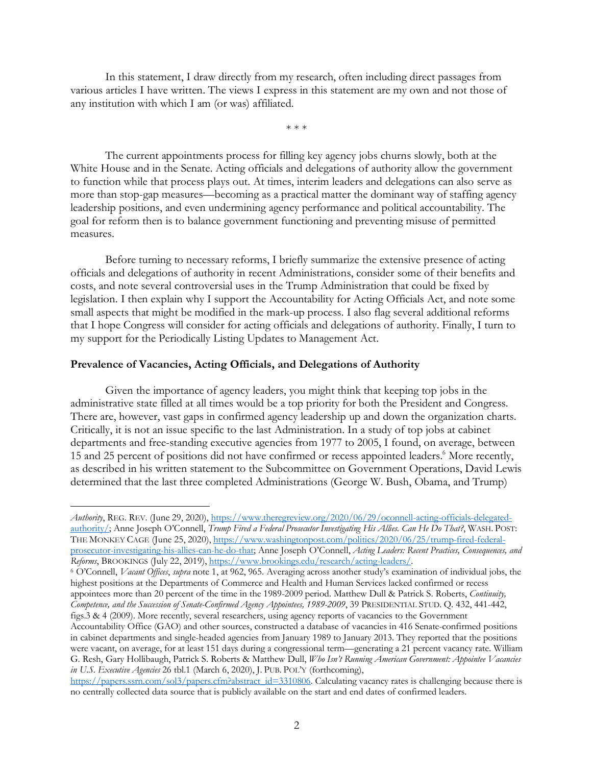In this statement, I draw directly from my research, often including direct passages from various articles I have written. The views I express in this statement are my own and not those of any institution with which I am (or was) affiliated.

\* \* \*

The current appointments process for filling key agency jobs churns slowly, both at the White House and in the Senate. Acting officials and delegations of authority allow the government to function while that process plays out. At times, interim leaders and delegations can also serve as more than stop-gap measures—becoming as a practical matter the dominant way of staffing agency leadership positions, and even undermining agency performance and political accountability. The goal for reform then is to balance government functioning and preventing misuse of permitted measures.

Before turning to necessary reforms, I briefly summarize the extensive presence of acting officials and delegations of authority in recent Administrations, consider some of their benefits and costs, and note several controversial uses in the Trump Administration that could be fixed by legislation. I then explain why I support the Accountability for Acting Officials Act, and note some small aspects that might be modified in the mark-up process. I also flag several additional reforms that I hope Congress will consider for acting officials and delegations of authority. Finally, I turn to my support for the Periodically Listing Updates to Management Act.

**Prevalence of Vacancies, Acting Officials, and Delegations of Authority**

Given the importance of agency leaders, you might think that keeping top jobs in the administrative state filled at all times would be a top priority for both the President and Congress. There are, however, vast gaps in confirmed agency leadership up and down the organization charts. Critically, it is not an issue specific to the last Administration. In a study of top jobs at cabinet departments and free-standing executive agencies from 1977 to 2005, I found, on average, between 15 and 25 percent of positions did not have confirmed or recess appointed leaders.[6] More recently, as described in his written statement to the Subcommittee on Government Operations, David Lewis determined that the last three completed Administrations (George W. Bush, Obama, and Trump)

---

*Authority*, REG. REV. (June 29, 2020), https://www.theregreview.org/2020/06/29/oconnell-acting-officials-delegated-authority/; Anne Joseph O'Connell, *Trump Fired a Federal Prosecutor Investigating His Allies. Can He Do That?*, WASH. POST: THE MONKEY CAGE (June 25, 2020), https://www.washingtonpost.com/politics/2020/06/25/trump-fired-federal-prosecutor-investigating-his-allies-can-he-do-that; Anne Joseph O'Connell, *Acting Leaders: Recent Practices, Consequences, and Reforms*, BROOKINGS (July 22, 2019), https://www.brookings.edu/research/acting-leaders/.

[6] O'Connell, *Vacant Offices*, *supra* note 1, at 962, 965. Averaging across another study's examination of individual jobs, the highest positions at the Departments of Commerce and Health and Human Services lacked confirmed or recess appointees more than 20 percent of the time in the 1989-2009 period. Matthew Dull & Patrick S. Roberts, *Continuity, Competence, and the Succession of Senate-Confirmed Agency Appointees, 1989-2009*, 39 PRESIDENTIAL STUD. Q. 432, 441-442, figs.3 & 4 (2009). More recently, several researchers, using agency reports of vacancies to the Government Accountability Office (GAO) and other sources, constructed a database of vacancies in 416 Senate-confirmed positions in cabinet departments and single-headed agencies from January 1989 to January 2013. They reported that the positions were vacant, on average, for at least 151 days during a congressional term—generating a 21 percent vacancy rate. William G. Resh, Gary Hollibaugh, Patrick S. Roberts & Matthew Dull, *Who Isn't Running American Government: Appointee Vacancies in U.S. Executive Agencies* 26 tbl.1 (March 6, 2020), J. PUB. POL'Y (forthcoming), https://papers.ssrn.com/sol3/papers.cfm?abstract_id=3310806. Calculating vacancy rates is challenging because there is no centrally collected data source that is publicly available on the start and end dates of confirmed leaders.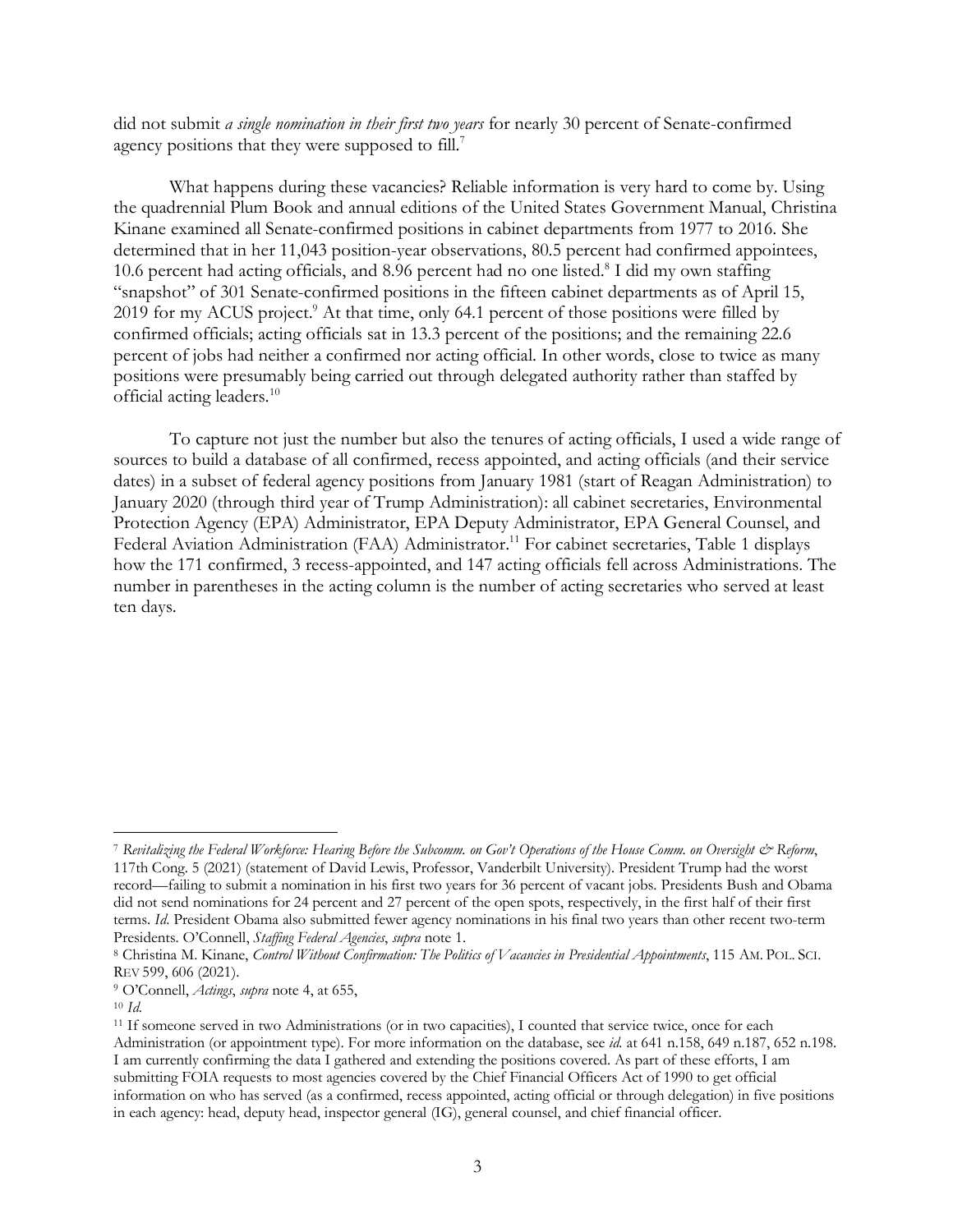did not submit *a single nomination in their first two years* for nearly 30 percent of Senate-confirmed agency positions that they were supposed to fill.[7]

What happens during these vacancies? Reliable information is very hard to come by. Using the quadrennial Plum Book and annual editions of the United States Government Manual, Christina Kinane examined all Senate-confirmed positions in cabinet departments from 1977 to 2016. She determined that in her 11,043 position-year observations, 80.5 percent had confirmed appointees, 10.6 percent had acting officials, and 8.96 percent had no one listed.[8] I did my own staffing "snapshot" of 301 Senate-confirmed positions in the fifteen cabinet departments as of April 15, 2019 for my ACUS project.[9] At that time, only 64.1 percent of those positions were filled by confirmed officials; acting officials sat in 13.3 percent of the positions; and the remaining 22.6 percent of jobs had neither a confirmed nor acting official. In other words, close to twice as many positions were presumably being carried out through delegated authority rather than staffed by official acting leaders.[10]

To capture not just the number but also the tenures of acting officials, I used a wide range of sources to build a database of all confirmed, recess appointed, and acting officials (and their service dates) in a subset of federal agency positions from January 1981 (start of Reagan Administration) to January 2020 (through third year of Trump Administration): all cabinet secretaries, Environmental Protection Agency (EPA) Administrator, EPA Deputy Administrator, EPA General Counsel, and Federal Aviation Administration (FAA) Administrator.[11] For cabinet secretaries, Table 1 displays how the 171 confirmed, 3 recess-appointed, and 147 acting officials fell across Administrations. The number in parentheses in the acting column is the number of acting secretaries who served at least ten days.

---

[7] *Revitalizing the Federal Workforce: Hearing Before the Subcomm. on Gov't Operations of the House Comm. on Oversight & Reform*, 117th Cong. 5 (2021) (statement of David Lewis, Professor, Vanderbilt University). President Trump had the worst record—failing to submit a nomination in his first two years for 36 percent of vacant jobs. Presidents Bush and Obama did not send nominations for 24 percent and 27 percent of the open spots, respectively, in the first half of their first terms. *Id*. President Obama also submitted fewer agency nominations in his final two years than other recent two-term Presidents. O'Connell, *Staffing Federal Agencies*, *supra* note 1.

[8] Christina M. Kinane, *Control Without Confirmation: The Politics of Vacancies in Presidential Appointments*, 115 AM. POL. SCI. REV 599, 606 (2021).

[9] O'Connell, *Actings*, *supra* note 4, at 655,

[10] *Id*.

[11] If someone served in two Administrations (or in two capacities), I counted that service twice, once for each Administration (or appointment type). For more information on the database, see *id*. at 641 n.158, 649 n.187, 652 n.198. I am currently confirming the data I gathered and extending the positions covered. As part of these efforts, I am submitting FOIA requests to most agencies covered by the Chief Financial Officers Act of 1990 to get official information on who has served (as a confirmed, recess appointed, acting official or through delegation) in five positions in each agency: head, deputy head, inspector general (IG), general counsel, and chief financial officer.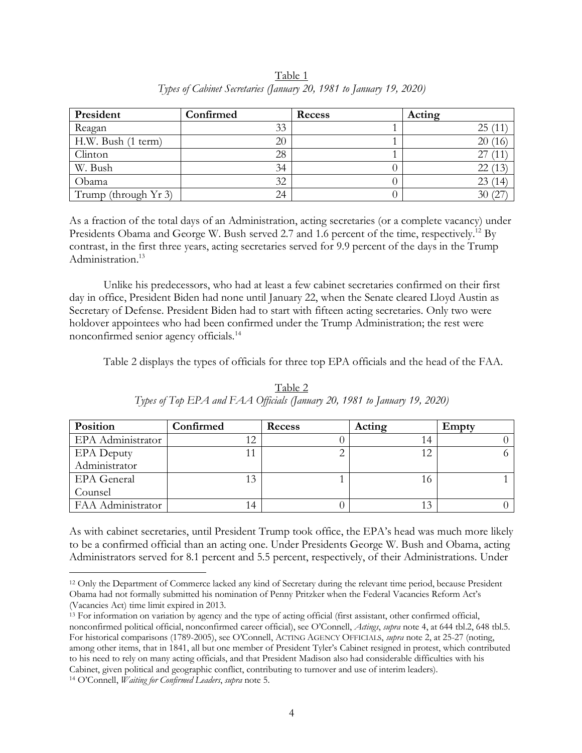Table 1

*Types of Cabinet Secretaries (January 20, 1981 to January 19, 2020)*

| President | Confirmed | Recess | Acting |
|---|---|---|---|
| Reagan | 33 | 1 | 25 (11) |
| H.W. Bush (1 term) | 20 | 1 | 20 (16) |
| Clinton | 28 | 1 | 27 (11) |
| W. Bush | 34 | 0 | 22 (13) |
| Obama | 32 | 0 | 23 (14) |
| Trump (through Yr 3) | 24 | 0 | 30 (27) |

As a fraction of the total days of an Administration, acting secretaries (or a complete vacancy) under Presidents Obama and George W. Bush served 2.7 and 1.6 percent of the time, respectively.[12] By contrast, in the first three years, acting secretaries served for 9.9 percent of the days in the Trump Administration.[13]

Unlike his predecessors, who had at least a few cabinet secretaries confirmed on their first day in office, President Biden had none until January 22, when the Senate cleared Lloyd Austin as Secretary of Defense. President Biden had to start with fifteen acting secretaries. Only two were holdover appointees who had been confirmed under the Trump Administration; the rest were nonconfirmed senior agency officials.[14]

Table 2 displays the types of officials for three top EPA officials and the head of the FAA.

Table 2

*Types of Top EPA and FAA Officials (January 20, 1981 to January 19, 2020)*

| Position | Confirmed | Recess | Acting | Empty |
|---|---|---|---|---|
| EPA Administrator | 12 | 0 | 14 | 0 |
| EPA Deputy Administrator | 11 | 2 | 12 | 6 |
| EPA General Counsel | 13 | 1 | 16 | 1 |
| FAA Administrator | 14 | 0 | 13 | 0 |

As with cabinet secretaries, until President Trump took office, the EPA's head was much more likely to be a confirmed official than an acting one. Under Presidents George W. Bush and Obama, acting Administrators served for 8.1 percent and 5.5 percent, respectively, of their Administrations. Under

---

[12] Only the Department of Commerce lacked any kind of Secretary during the relevant time period, because President Obama had not formally submitted his nomination of Penny Pritzker when the Federal Vacancies Reform Act's (Vacancies Act) time limit expired in 2013.

[13] For information on variation by agency and the type of acting official (first assistant, other confirmed official, nonconfirmed political official, nonconfirmed career official), see O'Connell, *Actings*, *supra* note 4, at 644 tbl.2, 648 tbl.5. For historical comparisons (1789-2005), see O'Connell, ACTING AGENCY OFFICIALS, *supra* note 2, at 25-27 (noting, among other items, that in 1841, all but one member of President Tyler's Cabinet resigned in protest, which contributed to his need to rely on many acting officials, and that President Madison also had considerable difficulties with his Cabinet, given political and geographic conflict, contributing to turnover and use of interim leaders).

[14] O'Connell, *Waiting for Confirmed Leaders*, *supra* note 5.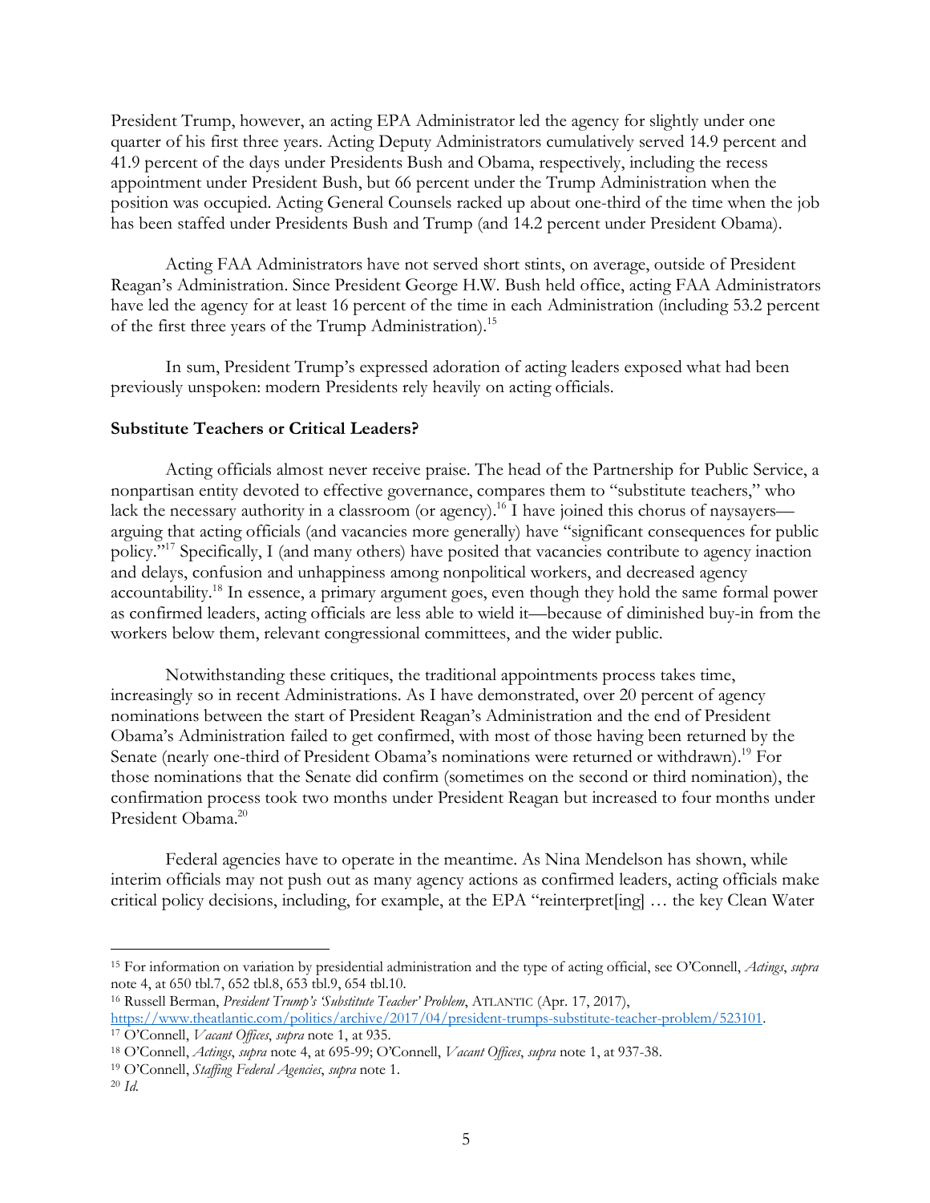President Trump, however, an acting EPA Administrator led the agency for slightly under one quarter of his first three years. Acting Deputy Administrators cumulatively served 14.9 percent and 41.9 percent of the days under Presidents Bush and Obama, respectively, including the recess appointment under President Bush, but 66 percent under the Trump Administration when the position was occupied. Acting General Counsels racked up about one-third of the time when the job has been staffed under Presidents Bush and Trump (and 14.2 percent under President Obama).

Acting FAA Administrators have not served short stints, on average, outside of President Reagan's Administration. Since President George H.W. Bush held office, acting FAA Administrators have led the agency for at least 16 percent of the time in each Administration (including 53.2 percent of the first three years of the Trump Administration).[15]

In sum, President Trump's expressed adoration of acting leaders exposed what had been previously unspoken: modern Presidents rely heavily on acting officials.

**Substitute Teachers or Critical Leaders?**

Acting officials almost never receive praise. The head of the Partnership for Public Service, a nonpartisan entity devoted to effective governance, compares them to "substitute teachers," who lack the necessary authority in a classroom (or agency).[16] I have joined this chorus of naysayers—arguing that acting officials (and vacancies more generally) have "significant consequences for public policy."[17] Specifically, I (and many others) have posited that vacancies contribute to agency inaction and delays, confusion and unhappiness among nonpolitical workers, and decreased agency accountability.[18] In essence, a primary argument goes, even though they hold the same formal power as confirmed leaders, acting officials are less able to wield it—because of diminished buy-in from the workers below them, relevant congressional committees, and the wider public.

Notwithstanding these critiques, the traditional appointments process takes time, increasingly so in recent Administrations. As I have demonstrated, over 20 percent of agency nominations between the start of President Reagan's Administration and the end of President Obama's Administration failed to get confirmed, with most of those having been returned by the Senate (nearly one-third of President Obama's nominations were returned or withdrawn).[19] For those nominations that the Senate did confirm (sometimes on the second or third nomination), the confirmation process took two months under President Reagan but increased to four months under President Obama.[20]

Federal agencies have to operate in the meantime. As Nina Mendelson has shown, while interim officials may not push out as many agency actions as confirmed leaders, acting officials make critical policy decisions, including, for example, at the EPA "reinterpret[ing] … the key Clean Water

---

[15] For information on variation by presidential administration and the type of acting official, see O'Connell, *Actings*, *supra* note 4, at 650 tbl.7, 652 tbl.8, 653 tbl.9, 654 tbl.10.

[16] Russell Berman, *President Trump's 'Substitute Teacher' Problem*, ATLANTIC (Apr. 17, 2017), https://www.theatlantic.com/politics/archive/2017/04/president-trumps-substitute-teacher-problem/523101.

[17] O'Connell, *Vacant Offices*, *supra* note 1, at 935.

[18] O'Connell, *Actings*, *supra* note 4, at 695-99; O'Connell, *Vacant Offices*, *supra* note 1, at 937-38.

[19] O'Connell, *Staffing Federal Agencies*, *supra* note 1.

[20] *Id.*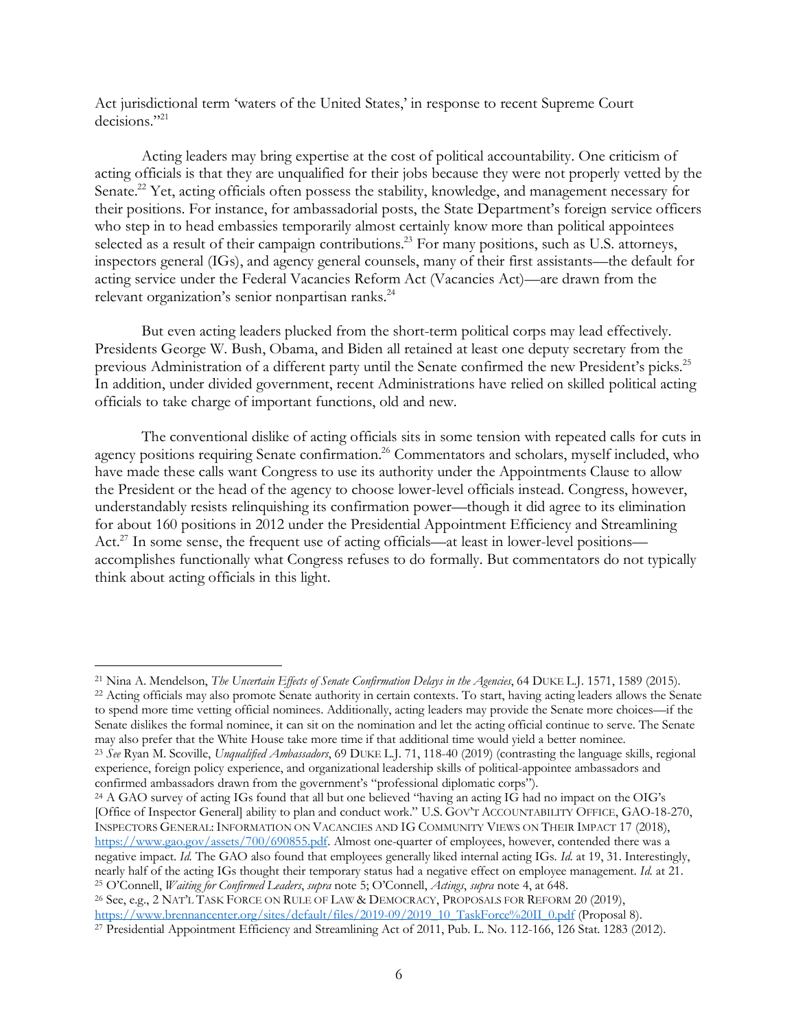Act jurisdictional term 'waters of the United States,' in response to recent Supreme Court decisions."[21]

Acting leaders may bring expertise at the cost of political accountability. One criticism of acting officials is that they are unqualified for their jobs because they were not properly vetted by the Senate.[22] Yet, acting officials often possess the stability, knowledge, and management necessary for their positions. For instance, for ambassadorial posts, the State Department's foreign service officers who step in to head embassies temporarily almost certainly know more than political appointees selected as a result of their campaign contributions.[23] For many positions, such as U.S. attorneys, inspectors general (IGs), and agency general counsels, many of their first assistants—the default for acting service under the Federal Vacancies Reform Act (Vacancies Act)—are drawn from the relevant organization's senior nonpartisan ranks.[24]

But even acting leaders plucked from the short-term political corps may lead effectively. Presidents George W. Bush, Obama, and Biden all retained at least one deputy secretary from the previous Administration of a different party until the Senate confirmed the new President's picks.[25] In addition, under divided government, recent Administrations have relied on skilled political acting officials to take charge of important functions, old and new.

The conventional dislike of acting officials sits in some tension with repeated calls for cuts in agency positions requiring Senate confirmation.[26] Commentators and scholars, myself included, who have made these calls want Congress to use its authority under the Appointments Clause to allow the President or the head of the agency to choose lower-level officials instead. Congress, however, understandably resists relinquishing its confirmation power—though it did agree to its elimination for about 160 positions in 2012 under the Presidential Appointment Efficiency and Streamlining Act.[27] In some sense, the frequent use of acting officials—at least in lower-level positions—accomplishes functionally what Congress refuses to do formally. But commentators do not typically think about acting officials in this light.

---

[21] Nina A. Mendelson, *The Uncertain Effects of Senate Confirmation Delays in the Agencies*, 64 DUKE L.J. 1571, 1589 (2015).

[22] Acting officials may also promote Senate authority in certain contexts. To start, having acting leaders allows the Senate to spend more time vetting official nominees. Additionally, acting leaders may provide the Senate more choices—if the Senate dislikes the formal nominee, it can sit on the nomination and let the acting official continue to serve. The Senate may also prefer that the White House take more time if that additional time would yield a better nominee.

[23] *See* Ryan M. Scoville, *Unqualified Ambassadors*, 69 DUKE L.J. 71, 118-40 (2019) (contrasting the language skills, regional experience, foreign policy experience, and organizational leadership skills of political-appointee ambassadors and confirmed ambassadors drawn from the government's "professional diplomatic corps").

[24] A GAO survey of acting IGs found that all but one believed "having an acting IG had no impact on the OIG's [Office of Inspector General] ability to plan and conduct work." U.S. GOV'T ACCOUNTABILITY OFFICE, GAO-18-270, INSPECTORS GENERAL: INFORMATION ON VACANCIES AND IG COMMUNITY VIEWS ON THEIR IMPACT 17 (2018), https://www.gao.gov/assets/700/690855.pdf. Almost one-quarter of employees, however, contended there was a negative impact. *Id.* The GAO also found that employees generally liked internal acting IGs. *Id.* at 19, 31. Interestingly, nearly half of the acting IGs thought their temporary status had a negative effect on employee management. *Id.* at 21.

[25] O'Connell, *Waiting for Confirmed Leaders*, *supra* note 5; O'Connell, *Actings*, *supra* note 4, at 648.

[26] See, e.g., 2 NAT'L TASK FORCE ON RULE OF LAW & DEMOCRACY, PROPOSALS FOR REFORM 20 (2019), https://www.brennancenter.org/sites/default/files/2019-09/2019_10_TaskForce%20II_0.pdf (Proposal 8).

[27] Presidential Appointment Efficiency and Streamlining Act of 2011, Pub. L. No. 112-166, 126 Stat. 1283 (2012).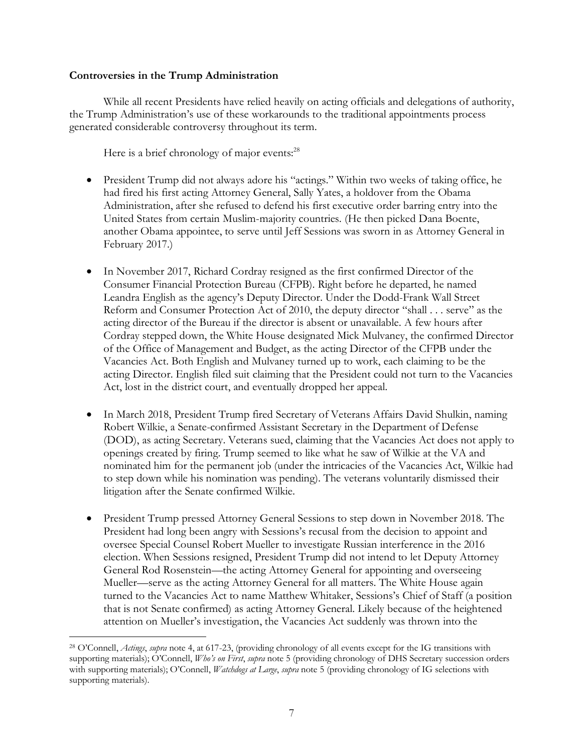**Controversies in the Trump Administration**

While all recent Presidents have relied heavily on acting officials and delegations of authority, the Trump Administration's use of these workarounds to the traditional appointments process generated considerable controversy throughout its term.

Here is a brief chronology of major events:[28]

- President Trump did not always adore his "actings." Within two weeks of taking office, he had fired his first acting Attorney General, Sally Yates, a holdover from the Obama Administration, after she refused to defend his first executive order barring entry into the United States from certain Muslim-majority countries. (He then picked Dana Boente, another Obama appointee, to serve until Jeff Sessions was sworn in as Attorney General in February 2017.)

- In November 2017, Richard Cordray resigned as the first confirmed Director of the Consumer Financial Protection Bureau (CFPB). Right before he departed, he named Leandra English as the agency's Deputy Director. Under the Dodd-Frank Wall Street Reform and Consumer Protection Act of 2010, the deputy director "shall . . . serve" as the acting director of the Bureau if the director is absent or unavailable. A few hours after Cordray stepped down, the White House designated Mick Mulvaney, the confirmed Director of the Office of Management and Budget, as the acting Director of the CFPB under the Vacancies Act. Both English and Mulvaney turned up to work, each claiming to be the acting Director. English filed suit claiming that the President could not turn to the Vacancies Act, lost in the district court, and eventually dropped her appeal.

- In March 2018, President Trump fired Secretary of Veterans Affairs David Shulkin, naming Robert Wilkie, a Senate-confirmed Assistant Secretary in the Department of Defense (DOD), as acting Secretary. Veterans sued, claiming that the Vacancies Act does not apply to openings created by firing. Trump seemed to like what he saw of Wilkie at the VA and nominated him for the permanent job (under the intricacies of the Vacancies Act, Wilkie had to step down while his nomination was pending). The veterans voluntarily dismissed their litigation after the Senate confirmed Wilkie.

- President Trump pressed Attorney General Sessions to step down in November 2018. The President had long been angry with Sessions's recusal from the decision to appoint and oversee Special Counsel Robert Mueller to investigate Russian interference in the 2016 election. When Sessions resigned, President Trump did not intend to let Deputy Attorney General Rod Rosenstein—the acting Attorney General for appointing and overseeing Mueller—serve as the acting Attorney General for all matters. The White House again turned to the Vacancies Act to name Matthew Whitaker, Sessions's Chief of Staff (a position that is not Senate confirmed) as acting Attorney General. Likely because of the heightened attention on Mueller's investigation, the Vacancies Act suddenly was thrown into the

[28] O'Connell, *Actings*, *supra* note 4, at 617-23, (providing chronology of all events except for the IG transitions with supporting materials); O'Connell, *Who's on First*, *supra* note 5 (providing chronology of DHS Secretary succession orders with supporting materials); O'Connell, *Watchdogs at Large*, *supra* note 5 (providing chronology of IG selections with supporting materials).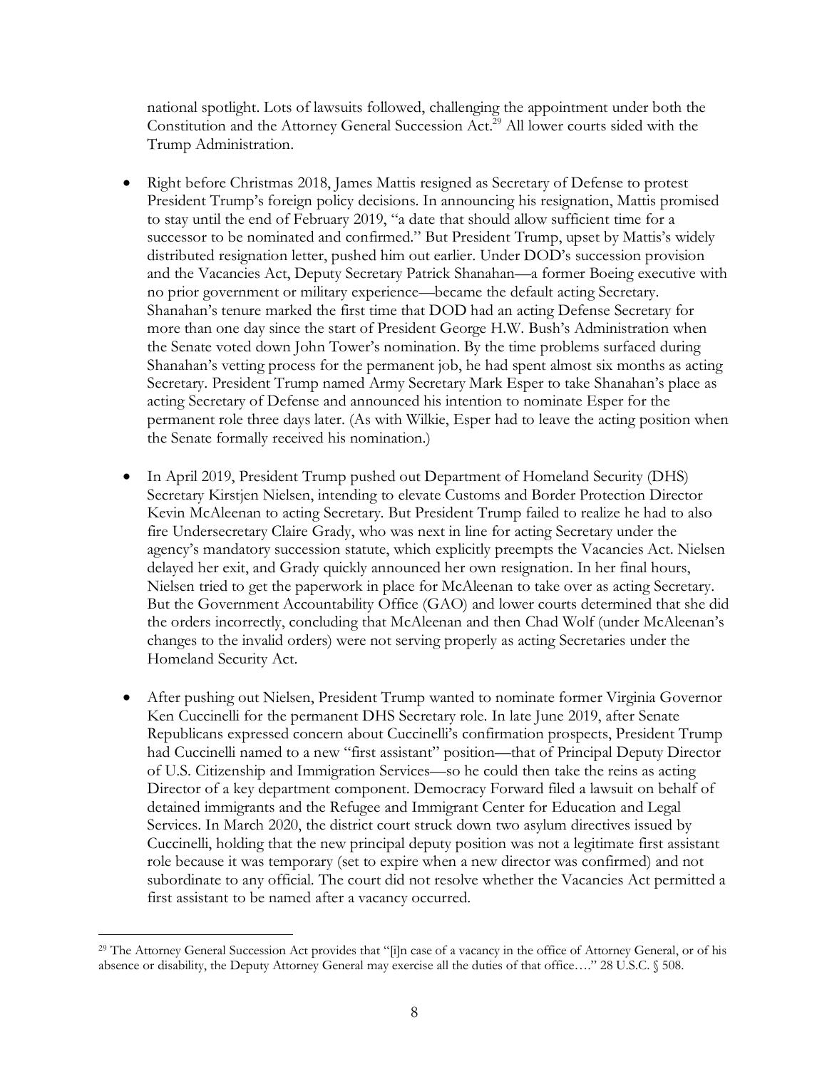national spotlight. Lots of lawsuits followed, challenging the appointment under both the Constitution and the Attorney General Succession Act.[29] All lower courts sided with the Trump Administration.

- Right before Christmas 2018, James Mattis resigned as Secretary of Defense to protest President Trump's foreign policy decisions. In announcing his resignation, Mattis promised to stay until the end of February 2019, "a date that should allow sufficient time for a successor to be nominated and confirmed." But President Trump, upset by Mattis's widely distributed resignation letter, pushed him out earlier. Under DOD's succession provision and the Vacancies Act, Deputy Secretary Patrick Shanahan—a former Boeing executive with no prior government or military experience—became the default acting Secretary. Shanahan's tenure marked the first time that DOD had an acting Defense Secretary for more than one day since the start of President George H.W. Bush's Administration when the Senate voted down John Tower's nomination. By the time problems surfaced during Shanahan's vetting process for the permanent job, he had spent almost six months as acting Secretary. President Trump named Army Secretary Mark Esper to take Shanahan's place as acting Secretary of Defense and announced his intention to nominate Esper for the permanent role three days later. (As with Wilkie, Esper had to leave the acting position when the Senate formally received his nomination.)

- In April 2019, President Trump pushed out Department of Homeland Security (DHS) Secretary Kirstjen Nielsen, intending to elevate Customs and Border Protection Director Kevin McAleenan to acting Secretary. But President Trump failed to realize he had to also fire Undersecretary Claire Grady, who was next in line for acting Secretary under the agency's mandatory succession statute, which explicitly preempts the Vacancies Act. Nielsen delayed her exit, and Grady quickly announced her own resignation. In her final hours, Nielsen tried to get the paperwork in place for McAleenan to take over as acting Secretary. But the Government Accountability Office (GAO) and lower courts determined that she did the orders incorrectly, concluding that McAleenan and then Chad Wolf (under McAleenan's changes to the invalid orders) were not serving properly as acting Secretaries under the Homeland Security Act.

- After pushing out Nielsen, President Trump wanted to nominate former Virginia Governor Ken Cuccinelli for the permanent DHS Secretary role. In late June 2019, after Senate Republicans expressed concern about Cuccinelli's confirmation prospects, President Trump had Cuccinelli named to a new "first assistant" position—that of Principal Deputy Director of U.S. Citizenship and Immigration Services—so he could then take the reins as acting Director of a key department component. Democracy Forward filed a lawsuit on behalf of detained immigrants and the Refugee and Immigrant Center for Education and Legal Services. In March 2020, the district court struck down two asylum directives issued by Cuccinelli, holding that the new principal deputy position was not a legitimate first assistant role because it was temporary (set to expire when a new director was confirmed) and not subordinate to any official. The court did not resolve whether the Vacancies Act permitted a first assistant to be named after a vacancy occurred.

[29] The Attorney General Succession Act provides that "[i]n case of a vacancy in the office of Attorney General, or of his absence or disability, the Deputy Attorney General may exercise all the duties of that office…." 28 U.S.C. § 508.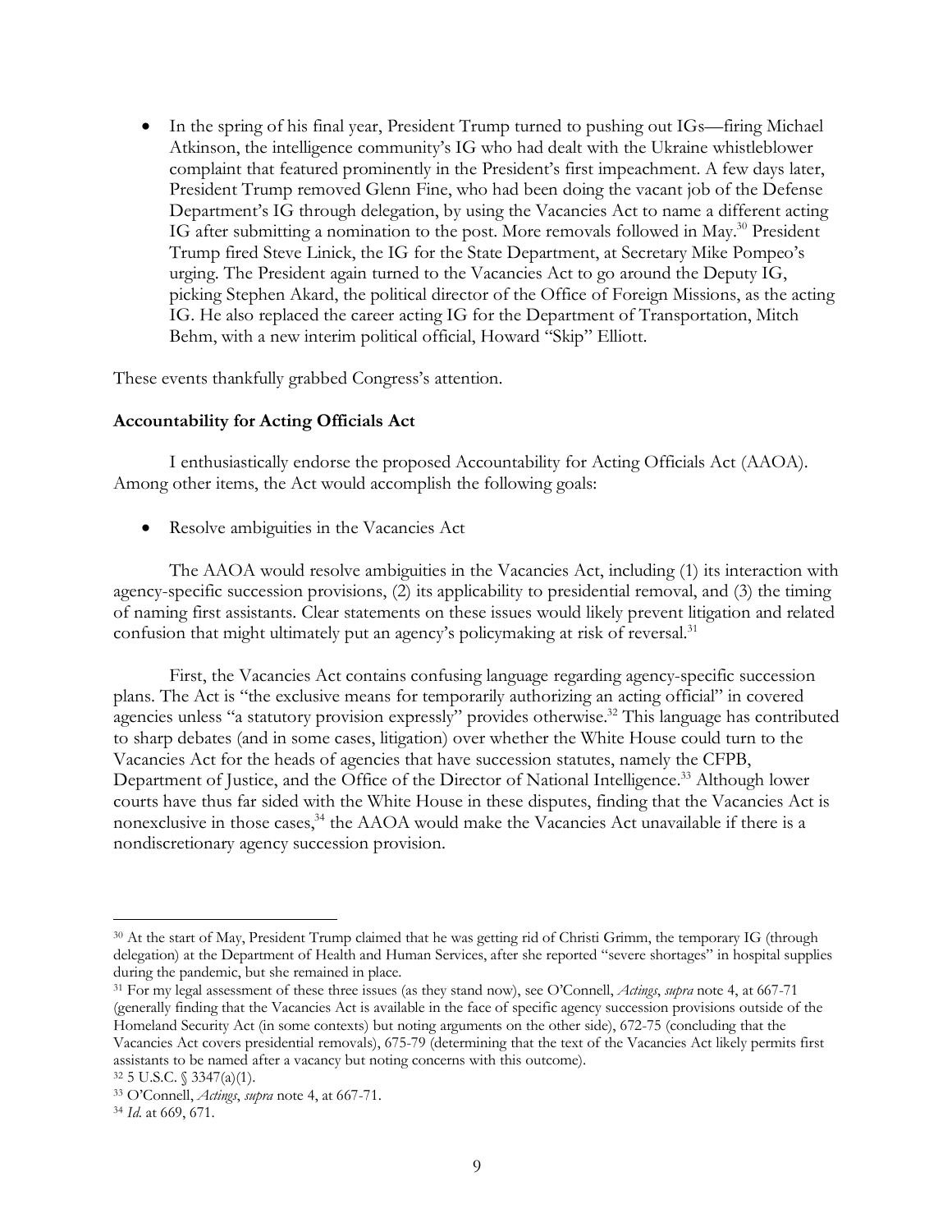- In the spring of his final year, President Trump turned to pushing out IGs—firing Michael Atkinson, the intelligence community's IG who had dealt with the Ukraine whistleblower complaint that featured prominently in the President's first impeachment. A few days later, President Trump removed Glenn Fine, who had been doing the vacant job of the Defense Department's IG through delegation, by using the Vacancies Act to name a different acting IG after submitting a nomination to the post. More removals followed in May.[30] President Trump fired Steve Linick, the IG for the State Department, at Secretary Mike Pompeo's urging. The President again turned to the Vacancies Act to go around the Deputy IG, picking Stephen Akard, the political director of the Office of Foreign Missions, as the acting IG. He also replaced the career acting IG for the Department of Transportation, Mitch Behm, with a new interim political official, Howard "Skip" Elliott.

These events thankfully grabbed Congress's attention.

**Accountability for Acting Officials Act**

I enthusiastically endorse the proposed Accountability for Acting Officials Act (AAOA). Among other items, the Act would accomplish the following goals:

- Resolve ambiguities in the Vacancies Act

The AAOA would resolve ambiguities in the Vacancies Act, including (1) its interaction with agency-specific succession provisions, (2) its applicability to presidential removal, and (3) the timing of naming first assistants. Clear statements on these issues would likely prevent litigation and related confusion that might ultimately put an agency's policymaking at risk of reversal.[31]

First, the Vacancies Act contains confusing language regarding agency-specific succession plans. The Act is "the exclusive means for temporarily authorizing an acting official" in covered agencies unless "a statutory provision expressly" provides otherwise.[32] This language has contributed to sharp debates (and in some cases, litigation) over whether the White House could turn to the Vacancies Act for the heads of agencies that have succession statutes, namely the CFPB, Department of Justice, and the Office of the Director of National Intelligence.[33] Although lower courts have thus far sided with the White House in these disputes, finding that the Vacancies Act is nonexclusive in those cases,[34] the AAOA would make the Vacancies Act unavailable if there is a nondiscretionary agency succession provision.

---

[30] At the start of May, President Trump claimed that he was getting rid of Christi Grimm, the temporary IG (through delegation) at the Department of Health and Human Services, after she reported "severe shortages" in hospital supplies during the pandemic, but she remained in place.

[31] For my legal assessment of these three issues (as they stand now), see O'Connell, *Actings*, *supra* note 4, at 667-71 (generally finding that the Vacancies Act is available in the face of specific agency succession provisions outside of the Homeland Security Act (in some contexts) but noting arguments on the other side), 672-75 (concluding that the Vacancies Act covers presidential removals), 675-79 (determining that the text of the Vacancies Act likely permits first assistants to be named after a vacancy but noting concerns with this outcome).

[32] 5 U.S.C. § 3347(a)(1).

[33] O'Connell, *Actings*, *supra* note 4, at 667-71.

[34] *Id.* at 669, 671.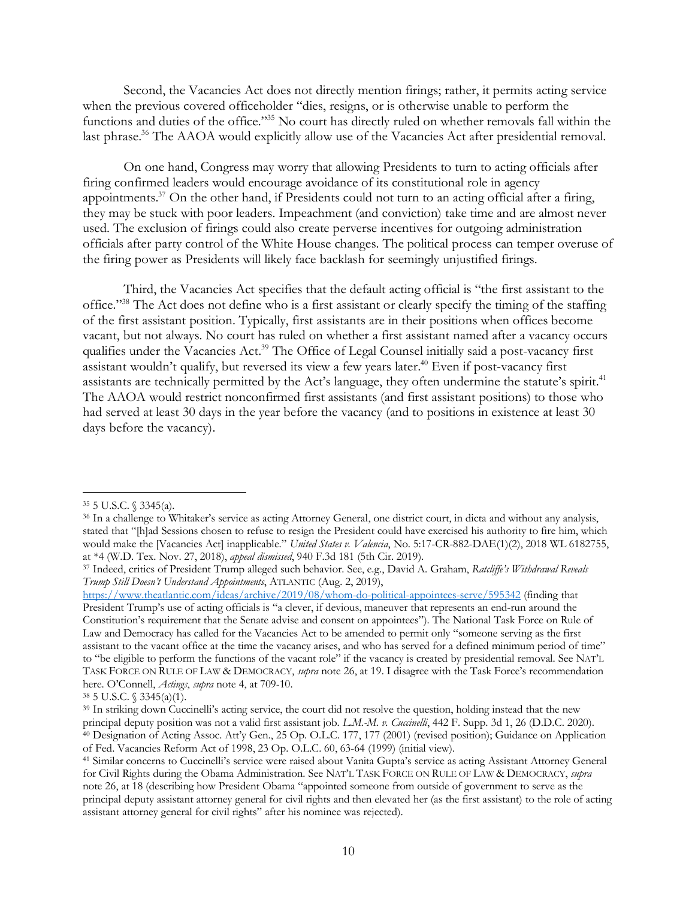Second, the Vacancies Act does not directly mention firings; rather, it permits acting service when the previous covered officeholder "dies, resigns, or is otherwise unable to perform the functions and duties of the office."[35] No court has directly ruled on whether removals fall within the last phrase.[36] The AAOA would explicitly allow use of the Vacancies Act after presidential removal.

On one hand, Congress may worry that allowing Presidents to turn to acting officials after firing confirmed leaders would encourage avoidance of its constitutional role in agency appointments.[37] On the other hand, if Presidents could not turn to an acting official after a firing, they may be stuck with poor leaders. Impeachment (and conviction) take time and are almost never used. The exclusion of firings could also create perverse incentives for outgoing administration officials after party control of the White House changes. The political process can temper overuse of the firing power as Presidents will likely face backlash for seemingly unjustified firings.

Third, the Vacancies Act specifies that the default acting official is "the first assistant to the office."[38] The Act does not define who is a first assistant or clearly specify the timing of the staffing of the first assistant position. Typically, first assistants are in their positions when offices become vacant, but not always. No court has ruled on whether a first assistant named after a vacancy occurs qualifies under the Vacancies Act.[39] The Office of Legal Counsel initially said a post-vacancy first assistant wouldn't qualify, but reversed its view a few years later.[40] Even if post-vacancy first assistants are technically permitted by the Act's language, they often undermine the statute's spirit.[41] The AAOA would restrict nonconfirmed first assistants (and first assistant positions) to those who had served at least 30 days in the year before the vacancy (and to positions in existence at least 30 days before the vacancy).

---

[35] 5 U.S.C. § 3345(a).

[36] In a challenge to Whitaker's service as acting Attorney General, one district court, in dicta and without any analysis, stated that "[h]ad Sessions chosen to refuse to resign the President could have exercised his authority to fire him, which would make the [Vacancies Act] inapplicable." *United States v. Valencia*, No. 5:17-CR-882-DAE(1)(2), 2018 WL 6182755, at *4 (W.D. Tex. Nov. 27, 2018), *appeal dismissed*, 940 F.3d 181 (5th Cir. 2019).

[37] Indeed, critics of President Trump alleged such behavior. See, e.g., David A. Graham, *Ratcliffe's Withdrawal Reveals Trump Still Doesn't Understand Appointments*, ATLANTIC (Aug. 2, 2019), https://www.theatlantic.com/ideas/archive/2019/08/whom-do-political-appointees-serve/595342 (finding that President Trump's use of acting officials is "a clever, if devious, maneuver that represents an end-run around the Constitution's requirement that the Senate advise and consent on appointees"). The National Task Force on Rule of Law and Democracy has called for the Vacancies Act to be amended to permit only "someone serving as the first assistant to the vacant office at the time the vacancy arises, and who has served for a defined minimum period of time" to "be eligible to perform the functions of the vacant role" if the vacancy is created by presidential removal. See NAT'L TASK FORCE ON RULE OF LAW & DEMOCRACY, *supra* note 26, at 19. I disagree with the Task Force's recommendation here. O'Connell, *Actings*, *supra* note 4, at 709-10.

[38] 5 U.S.C. § 3345(a)(1).

[39] In striking down Cuccinelli's acting service, the court did not resolve the question, holding instead that the new principal deputy position was not a valid first assistant job. *L.M.-M. v. Cuccinelli*, 442 F. Supp. 3d 1, 26 (D.D.C. 2020).

[40] Designation of Acting Assoc. Att'y Gen., 25 Op. O.L.C. 177, 177 (2001) (revised position); Guidance on Application of Fed. Vacancies Reform Act of 1998, 23 Op. O.L.C. 60, 63-64 (1999) (initial view).

[41] Similar concerns to Cuccinelli's service were raised about Vanita Gupta's service as acting Assistant Attorney General for Civil Rights during the Obama Administration. See NAT'L TASK FORCE ON RULE OF LAW & DEMOCRACY, *supra* note 26, at 18 (describing how President Obama "appointed someone from outside of government to serve as the principal deputy assistant attorney general for civil rights and then elevated her (as the first assistant) to the role of acting assistant attorney general for civil rights" after his nominee was rejected).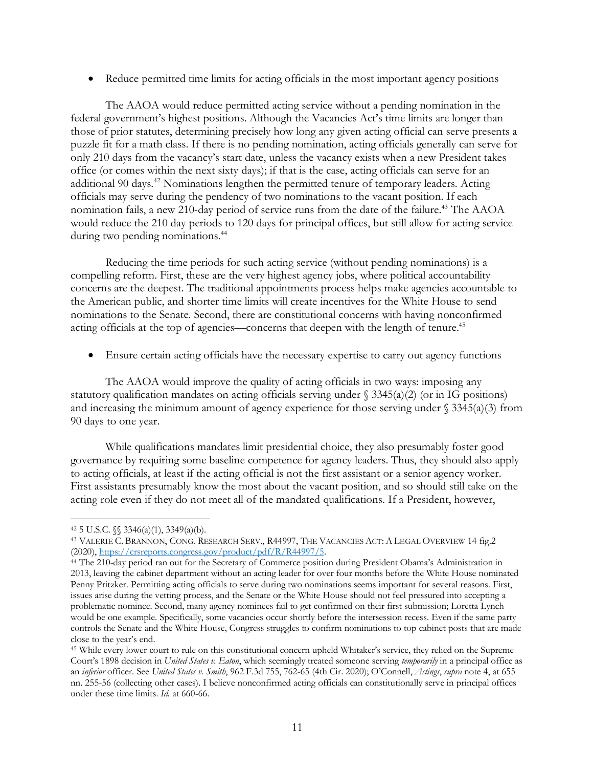- Reduce permitted time limits for acting officials in the most important agency positions

The AAOA would reduce permitted acting service without a pending nomination in the federal government's highest positions. Although the Vacancies Act's time limits are longer than those of prior statutes, determining precisely how long any given acting official can serve presents a puzzle fit for a math class. If there is no pending nomination, acting officials generally can serve for only 210 days from the vacancy's start date, unless the vacancy exists when a new President takes office (or comes within the next sixty days); if that is the case, acting officials can serve for an additional 90 days.[42] Nominations lengthen the permitted tenure of temporary leaders. Acting officials may serve during the pendency of two nominations to the vacant position. If each nomination fails, a new 210-day period of service runs from the date of the failure.[43] The AAOA would reduce the 210 day periods to 120 days for principal offices, but still allow for acting service during two pending nominations.[44]

Reducing the time periods for such acting service (without pending nominations) is a compelling reform. First, these are the very highest agency jobs, where political accountability concerns are the deepest. The traditional appointments process helps make agencies accountable to the American public, and shorter time limits will create incentives for the White House to send nominations to the Senate. Second, there are constitutional concerns with having nonconfirmed acting officials at the top of agencies—concerns that deepen with the length of tenure.[45]

- Ensure certain acting officials have the necessary expertise to carry out agency functions

The AAOA would improve the quality of acting officials in two ways: imposing any statutory qualification mandates on acting officials serving under § 3345(a)(2) (or in IG positions) and increasing the minimum amount of agency experience for those serving under § 3345(a)(3) from 90 days to one year.

While qualifications mandates limit presidential choice, they also presumably foster good governance by requiring some baseline competence for agency leaders. Thus, they should also apply to acting officials, at least if the acting official is not the first assistant or a senior agency worker. First assistants presumably know the most about the vacant position, and so should still take on the acting role even if they do not meet all of the mandated qualifications. If a President, however,

---

[42] 5 U.S.C. §§ 3346(a)(1), 3349(a)(b).

[43] VALERIE C. BRANNON, CONG. RESEARCH SERV., R44997, THE VACANCIES ACT: A LEGAL OVERVIEW 14 fig.2 (2020), https://crsreports.congress.gov/product/pdf/R/R44997/5.

[44] The 210-day period ran out for the Secretary of Commerce position during President Obama's Administration in 2013, leaving the cabinet department without an acting leader for over four months before the White House nominated Penny Pritzker. Permitting acting officials to serve during two nominations seems important for several reasons. First, issues arise during the vetting process, and the Senate or the White House should not feel pressured into accepting a problematic nominee. Second, many agency nominees fail to get confirmed on their first submission; Loretta Lynch would be one example. Specifically, some vacancies occur shortly before the intersession recess. Even if the same party controls the Senate and the White House, Congress struggles to confirm nominations to top cabinet posts that are made close to the year's end.

[45] While every lower court to rule on this constitutional concern upheld Whitaker's service, they relied on the Supreme Court's 1898 decision in *United States v. Eaton*, which seemingly treated someone serving *temporarily* in a principal office as an *inferior* officer. See *United States v. Smith*, 962 F.3d 755, 762-65 (4th Cir. 2020); O'Connell, *Actings*, *supra* note 4, at 655 nn. 255-56 (collecting other cases). I believe nonconfirmed acting officials can constitutionally serve in principal offices under these time limits. *Id.* at 660-66.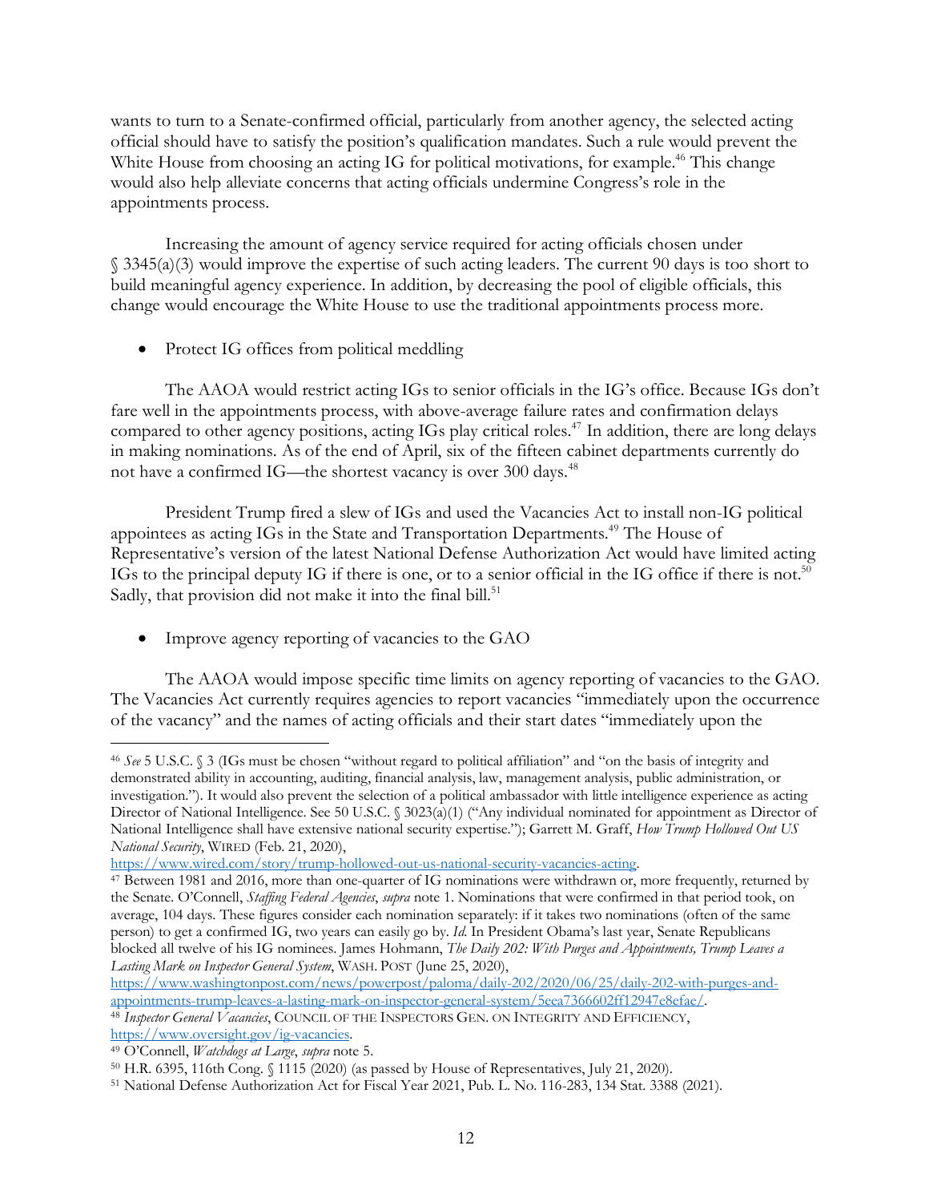wants to turn to a Senate-confirmed official, particularly from another agency, the selected acting official should have to satisfy the position's qualification mandates. Such a rule would prevent the White House from choosing an acting IG for political motivations, for example.[46] This change would also help alleviate concerns that acting officials undermine Congress's role in the appointments process.

Increasing the amount of agency service required for acting officials chosen under § 3345(a)(3) would improve the expertise of such acting leaders. The current 90 days is too short to build meaningful agency experience. In addition, by decreasing the pool of eligible officials, this change would encourage the White House to use the traditional appointments process more.

- Protect IG offices from political meddling

The AAOA would restrict acting IGs to senior officials in the IG's office. Because IGs don't fare well in the appointments process, with above-average failure rates and confirmation delays compared to other agency positions, acting IGs play critical roles.[47] In addition, there are long delays in making nominations. As of the end of April, six of the fifteen cabinet departments currently do not have a confirmed IG—the shortest vacancy is over 300 days.[48]

President Trump fired a slew of IGs and used the Vacancies Act to install non-IG political appointees as acting IGs in the State and Transportation Departments.[49] The House of Representative's version of the latest National Defense Authorization Act would have limited acting IGs to the principal deputy IG if there is one, or to a senior official in the IG office if there is not.[50] Sadly, that provision did not make it into the final bill.[51]

- Improve agency reporting of vacancies to the GAO

The AAOA would impose specific time limits on agency reporting of vacancies to the GAO. The Vacancies Act currently requires agencies to report vacancies "immediately upon the occurrence of the vacancy" and the names of acting officials and their start dates "immediately upon the

---

[46] *See* 5 U.S.C. § 3 (IGs must be chosen "without regard to political affiliation" and "on the basis of integrity and demonstrated ability in accounting, auditing, financial analysis, law, management analysis, public administration, or investigation."). It would also prevent the selection of a political ambassador with little intelligence experience as acting Director of National Intelligence. See 50 U.S.C. § 3023(a)(1) ("Any individual nominated for appointment as Director of National Intelligence shall have extensive national security expertise."); Garrett M. Graff, *How Trump Hollowed Out US National Security*, WIRED (Feb. 21, 2020), https://www.wired.com/story/trump-hollowed-out-us-national-security-vacancies-acting.

[47] Between 1981 and 2016, more than one-quarter of IG nominations were withdrawn or, more frequently, returned by the Senate. O'Connell, *Staffing Federal Agencies*, *supra* note 1. Nominations that were confirmed in that period took, on average, 104 days. These figures consider each nomination separately: if it takes two nominations (often of the same person) to get a confirmed IG, two years can easily go by. *Id.* In President Obama's last year, Senate Republicans blocked all twelve of his IG nominees. James Hohmann, *The Daily 202: With Purges and Appointments, Trump Leaves a Lasting Mark on Inspector General System*, WASH. POST (June 25, 2020), https://www.washingtonpost.com/news/powerpost/paloma/daily-202/2020/06/25/daily-202-with-purges-and-appointments-trump-leaves-a-lasting-mark-on-inspector-general-system/5eea7366602ff12947e8efae/.

[48] *Inspector General Vacancies*, COUNCIL OF THE INSPECTORS GEN. ON INTEGRITY AND EFFICIENCY, https://www.oversight.gov/ig-vacancies.

[49] O'Connell, *Watchdogs at Large*, *supra* note 5.

[50] H.R. 6395, 116th Cong. § 1115 (2020) (as passed by House of Representatives, July 21, 2020).

[51] National Defense Authorization Act for Fiscal Year 2021, Pub. L. No. 116-283, 134 Stat. 3388 (2021).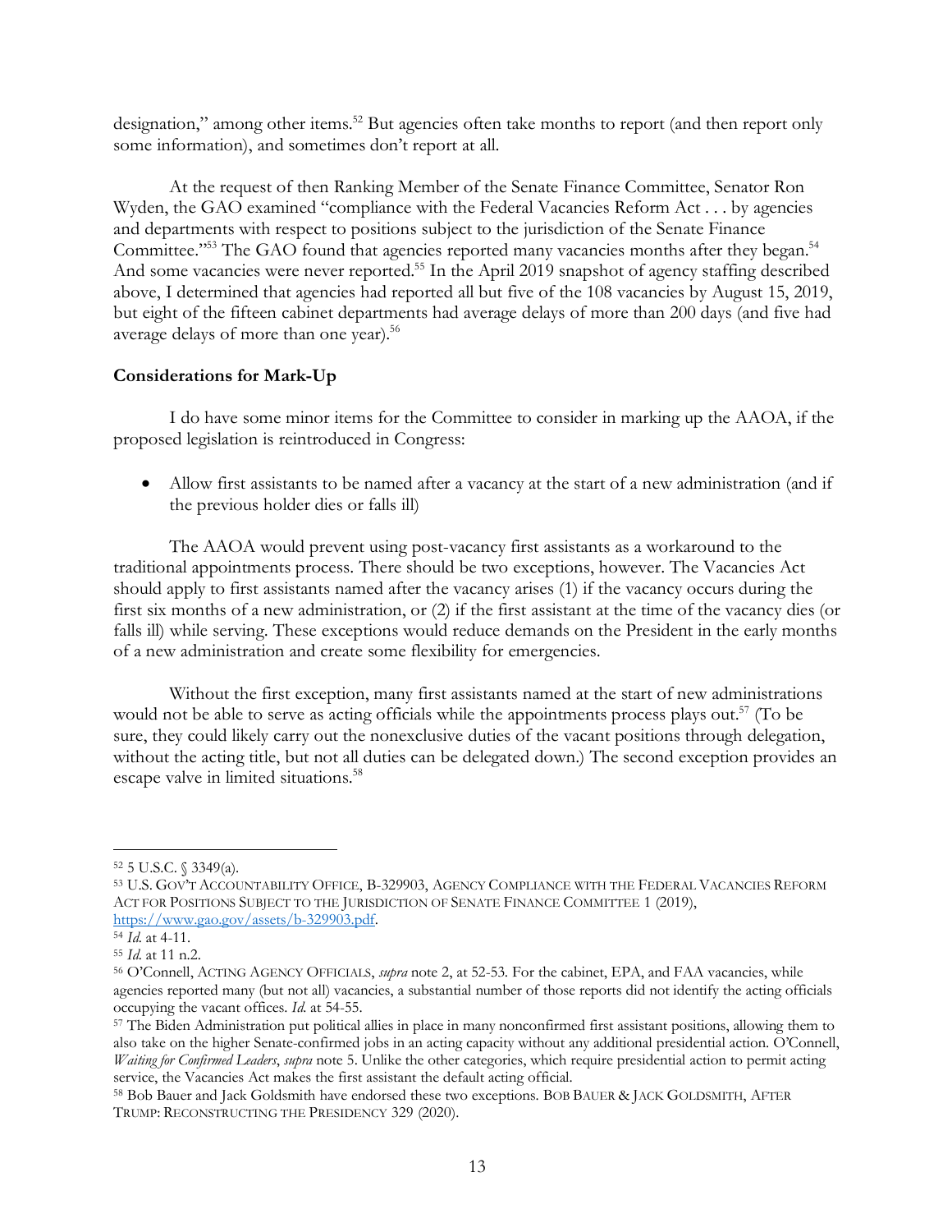designation," among other items.[52] But agencies often take months to report (and then report only some information), and sometimes don't report at all.

At the request of then Ranking Member of the Senate Finance Committee, Senator Ron Wyden, the GAO examined "compliance with the Federal Vacancies Reform Act . . . by agencies and departments with respect to positions subject to the jurisdiction of the Senate Finance Committee."[53] The GAO found that agencies reported many vacancies months after they began.[54] And some vacancies were never reported.[55] In the April 2019 snapshot of agency staffing described above, I determined that agencies had reported all but five of the 108 vacancies by August 15, 2019, but eight of the fifteen cabinet departments had average delays of more than 200 days (and five had average delays of more than one year).[56]

**Considerations for Mark-Up**

I do have some minor items for the Committee to consider in marking up the AAOA, if the proposed legislation is reintroduced in Congress:

- Allow first assistants to be named after a vacancy at the start of a new administration (and if the previous holder dies or falls ill)

The AAOA would prevent using post-vacancy first assistants as a workaround to the traditional appointments process. There should be two exceptions, however. The Vacancies Act should apply to first assistants named after the vacancy arises (1) if the vacancy occurs during the first six months of a new administration, or (2) if the first assistant at the time of the vacancy dies (or falls ill) while serving. These exceptions would reduce demands on the President in the early months of a new administration and create some flexibility for emergencies.

Without the first exception, many first assistants named at the start of new administrations would not be able to serve as acting officials while the appointments process plays out.[57] (To be sure, they could likely carry out the nonexclusive duties of the vacant positions through delegation, without the acting title, but not all duties can be delegated down.) The second exception provides an escape valve in limited situations.[58]

---

[52] 5 U.S.C. § 3349(a).

[53] U.S. GOV'T ACCOUNTABILITY OFFICE, B-329903, AGENCY COMPLIANCE WITH THE FEDERAL VACANCIES REFORM ACT FOR POSITIONS SUBJECT TO THE JURISDICTION OF SENATE FINANCE COMMITTEE 1 (2019), https://www.gao.gov/assets/b-329903.pdf.

[54] *Id.* at 4-11.

[55] *Id.* at 11 n.2.

[56] O'Connell, ACTING AGENCY OFFICIALS, *supra* note 2, at 52-53. For the cabinet, EPA, and FAA vacancies, while agencies reported many (but not all) vacancies, a substantial number of those reports did not identify the acting officials occupying the vacant offices. *Id.* at 54-55.

[57] The Biden Administration put political allies in place in many nonconfirmed first assistant positions, allowing them to also take on the higher Senate-confirmed jobs in an acting capacity without any additional presidential action. O'Connell, *Waiting for Confirmed Leaders*, *supra* note 5. Unlike the other categories, which require presidential action to permit acting service, the Vacancies Act makes the first assistant the default acting official.

[58] Bob Bauer and Jack Goldsmith have endorsed these two exceptions. BOB BAUER & JACK GOLDSMITH, AFTER TRUMP: RECONSTRUCTING THE PRESIDENCY 329 (2020).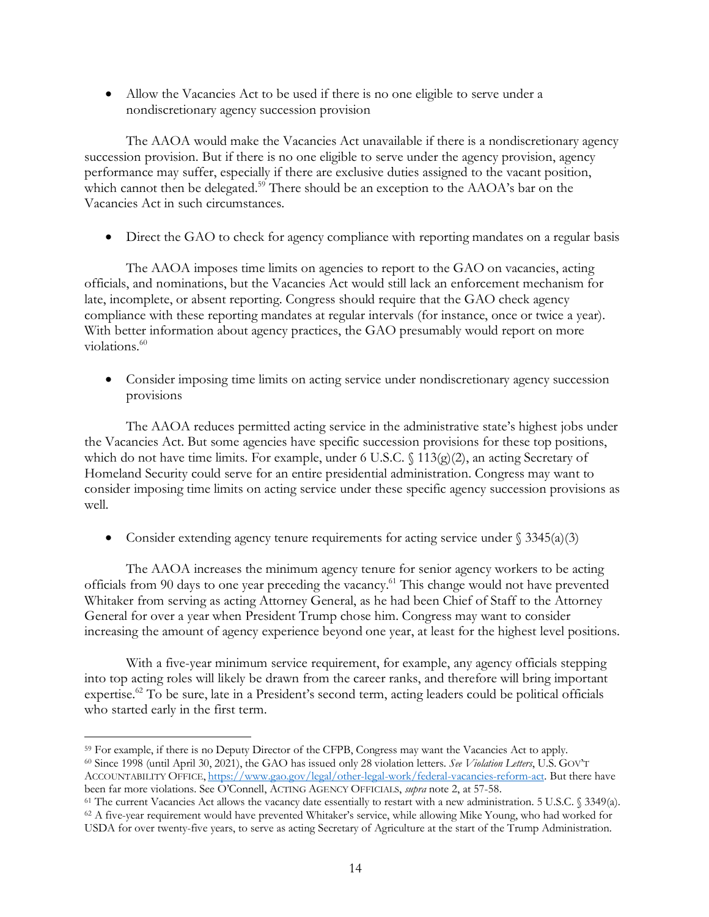- Allow the Vacancies Act to be used if there is no one eligible to serve under a nondiscretionary agency succession provision

The AAOA would make the Vacancies Act unavailable if there is a nondiscretionary agency succession provision. But if there is no one eligible to serve under the agency provision, agency performance may suffer, especially if there are exclusive duties assigned to the vacant position, which cannot then be delegated.[59] There should be an exception to the AAOA's bar on the Vacancies Act in such circumstances.

- Direct the GAO to check for agency compliance with reporting mandates on a regular basis

The AAOA imposes time limits on agencies to report to the GAO on vacancies, acting officials, and nominations, but the Vacancies Act would still lack an enforcement mechanism for late, incomplete, or absent reporting. Congress should require that the GAO check agency compliance with these reporting mandates at regular intervals (for instance, once or twice a year). With better information about agency practices, the GAO presumably would report on more violations.[60]

- Consider imposing time limits on acting service under nondiscretionary agency succession provisions

The AAOA reduces permitted acting service in the administrative state's highest jobs under the Vacancies Act. But some agencies have specific succession provisions for these top positions, which do not have time limits. For example, under 6 U.S.C. § 113(g)(2), an acting Secretary of Homeland Security could serve for an entire presidential administration. Congress may want to consider imposing time limits on acting service under these specific agency succession provisions as well.

- Consider extending agency tenure requirements for acting service under § 3345(a)(3)

The AAOA increases the minimum agency tenure for senior agency workers to be acting officials from 90 days to one year preceding the vacancy.[61] This change would not have prevented Whitaker from serving as acting Attorney General, as he had been Chief of Staff to the Attorney General for over a year when President Trump chose him. Congress may want to consider increasing the amount of agency experience beyond one year, at least for the highest level positions.

With a five-year minimum service requirement, for example, any agency officials stepping into top acting roles will likely be drawn from the career ranks, and therefore will bring important expertise.[62] To be sure, late in a President's second term, acting leaders could be political officials who started early in the first term.

---

[59] For example, if there is no Deputy Director of the CFPB, Congress may want the Vacancies Act to apply.

[60] Since 1998 (until April 30, 2021), the GAO has issued only 28 violation letters. *See Violation Letters*, U.S. GOV'T ACCOUNTABILITY OFFICE, https://www.gao.gov/legal/other-legal-work/federal-vacancies-reform-act. But there have been far more violations. See O'Connell, ACTING AGENCY OFFICIALS, *supra* note 2, at 57-58.

[61] The current Vacancies Act allows the vacancy date essentially to restart with a new administration. 5 U.S.C. § 3349(a).

[62] A five-year requirement would have prevented Whitaker's service, while allowing Mike Young, who had worked for USDA for over twenty-five years, to serve as acting Secretary of Agriculture at the start of the Trump Administration.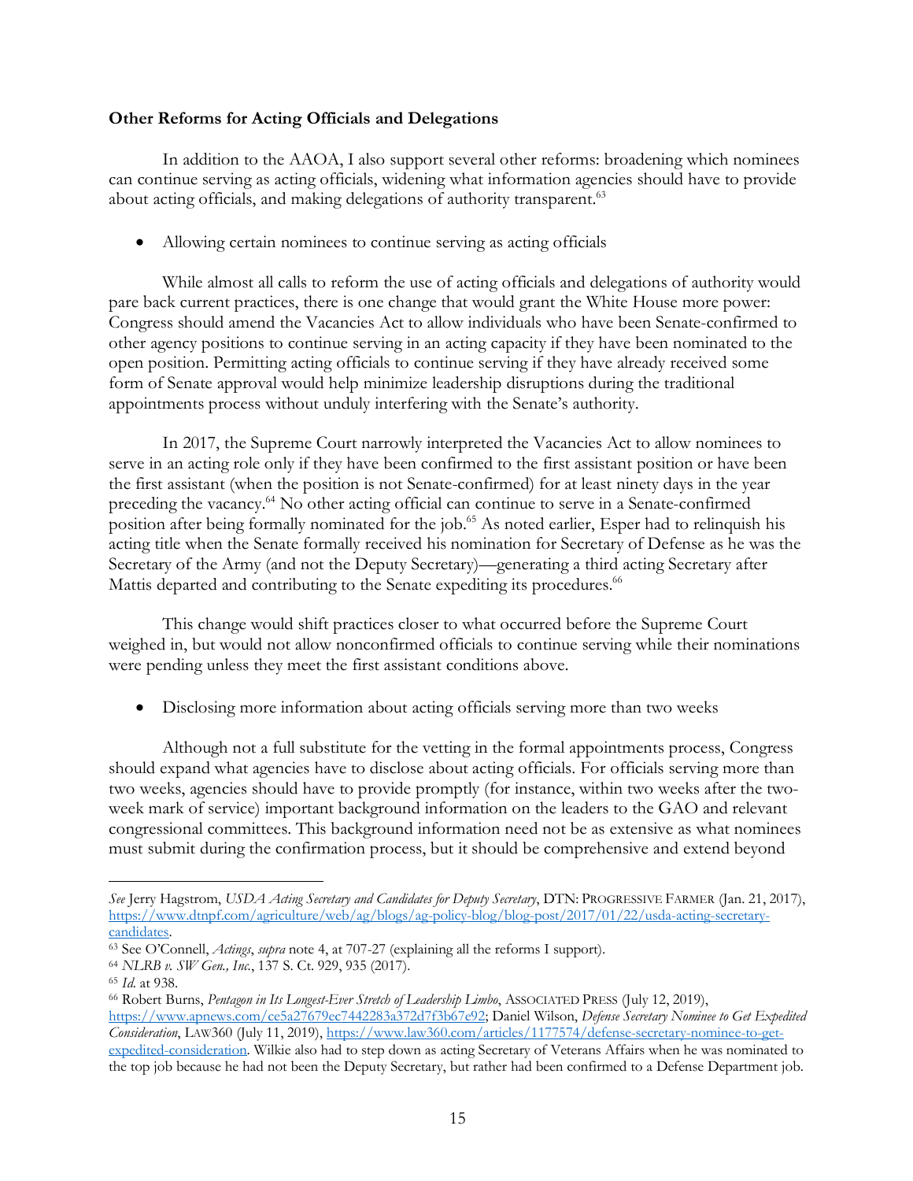**Other Reforms for Acting Officials and Delegations**

In addition to the AAOA, I also support several other reforms: broadening which nominees can continue serving as acting officials, widening what information agencies should have to provide about acting officials, and making delegations of authority transparent.[63]

- Allowing certain nominees to continue serving as acting officials

While almost all calls to reform the use of acting officials and delegations of authority would pare back current practices, there is one change that would grant the White House more power: Congress should amend the Vacancies Act to allow individuals who have been Senate-confirmed to other agency positions to continue serving in an acting capacity if they have been nominated to the open position. Permitting acting officials to continue serving if they have already received some form of Senate approval would help minimize leadership disruptions during the traditional appointments process without unduly interfering with the Senate's authority.

In 2017, the Supreme Court narrowly interpreted the Vacancies Act to allow nominees to serve in an acting role only if they have been confirmed to the first assistant position or have been the first assistant (when the position is not Senate-confirmed) for at least ninety days in the year preceding the vacancy.[64] No other acting official can continue to serve in a Senate-confirmed position after being formally nominated for the job.[65] As noted earlier, Esper had to relinquish his acting title when the Senate formally received his nomination for Secretary of Defense as he was the Secretary of the Army (and not the Deputy Secretary)—generating a third acting Secretary after Mattis departed and contributing to the Senate expediting its procedures.[66]

This change would shift practices closer to what occurred before the Supreme Court weighed in, but would not allow nonconfirmed officials to continue serving while their nominations were pending unless they meet the first assistant conditions above.

- Disclosing more information about acting officials serving more than two weeks

Although not a full substitute for the vetting in the formal appointments process, Congress should expand what agencies have to disclose about acting officials. For officials serving more than two weeks, agencies should have to provide promptly (for instance, within two weeks after the two-week mark of service) important background information on the leaders to the GAO and relevant congressional committees. This background information need not be as extensive as what nominees must submit during the confirmation process, but it should be comprehensive and extend beyond

---

*See* Jerry Hagstrom, *USDA Acting Secretary and Candidates for Deputy Secretary*, DTN: PROGRESSIVE FARMER (Jan. 21, 2017), https://www.dtnpf.com/agriculture/web/ag/blogs/ag-policy-blog/blog-post/2017/01/22/usda-acting-secretary-candidates.

[63] See O'Connell, *Actings*, *supra* note 4, at 707-27 (explaining all the reforms I support).

[64] *NLRB v. SW Gen., Inc.*, 137 S. Ct. 929, 935 (2017).

[65] *Id.* at 938.

[66] Robert Burns, *Pentagon in Its Longest-Ever Stretch of Leadership Limbo*, ASSOCIATED PRESS (July 12, 2019), https://www.apnews.com/ce5a27679ec7442283a372d7f3b67e92; Daniel Wilson, *Defense Secretary Nominee to Get Expedited Consideration*, LAW360 (July 11, 2019), https://www.law360.com/articles/1177574/defense-secretary-nominee-to-get-expedited-consideration. Wilkie also had to step down as acting Secretary of Veterans Affairs when he was nominated to the top job because he had not been the Deputy Secretary, but rather had been confirmed to a Defense Department job.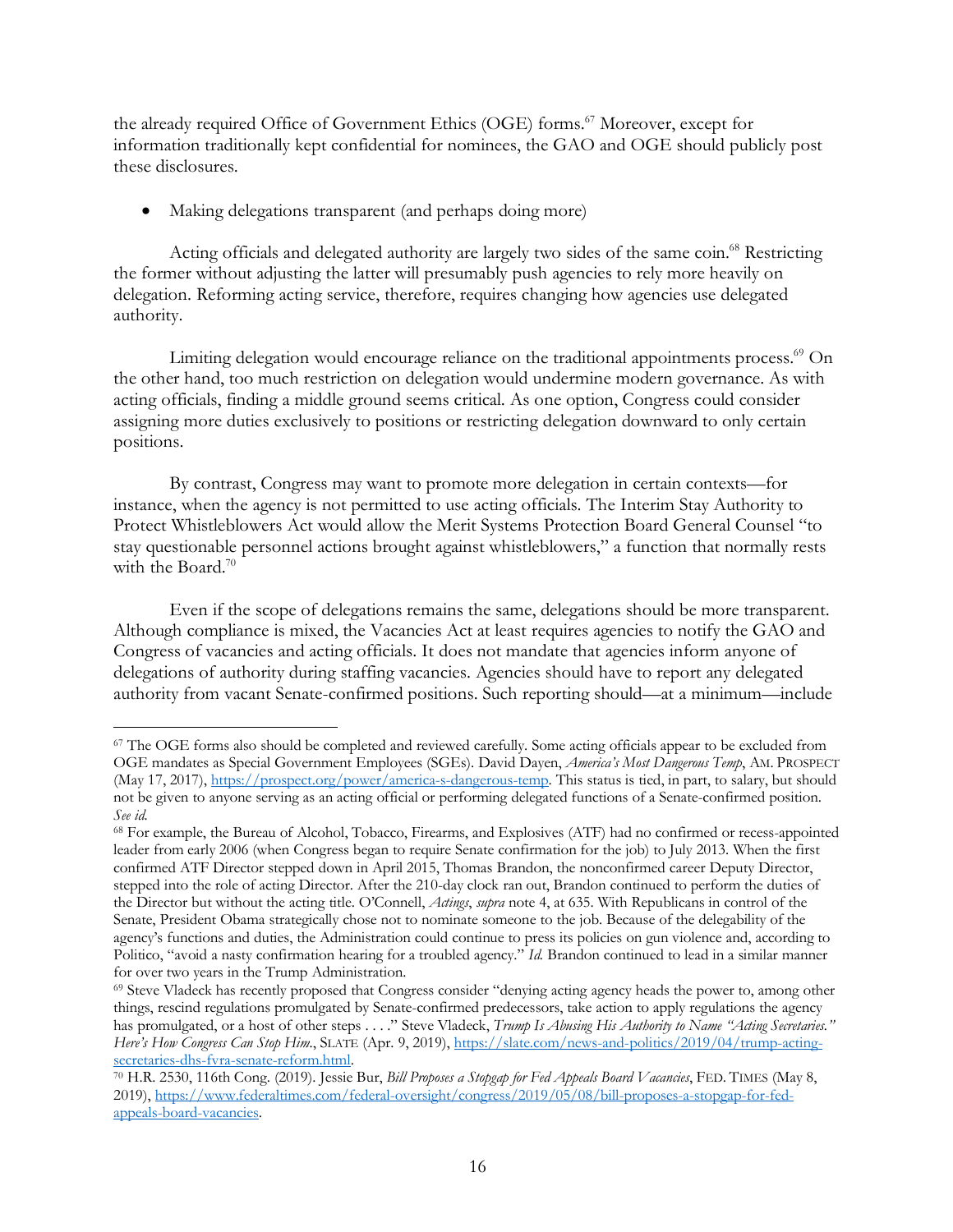the already required Office of Government Ethics (OGE) forms.[67] Moreover, except for information traditionally kept confidential for nominees, the GAO and OGE should publicly post these disclosures.

- Making delegations transparent (and perhaps doing more)

Acting officials and delegated authority are largely two sides of the same coin.[68] Restricting the former without adjusting the latter will presumably push agencies to rely more heavily on delegation. Reforming acting service, therefore, requires changing how agencies use delegated authority.

Limiting delegation would encourage reliance on the traditional appointments process.[69] On the other hand, too much restriction on delegation would undermine modern governance. As with acting officials, finding a middle ground seems critical. As one option, Congress could consider assigning more duties exclusively to positions or restricting delegation downward to only certain positions.

By contrast, Congress may want to promote more delegation in certain contexts—for instance, when the agency is not permitted to use acting officials. The Interim Stay Authority to Protect Whistleblowers Act would allow the Merit Systems Protection Board General Counsel "to stay questionable personnel actions brought against whistleblowers," a function that normally rests with the Board.[70]

Even if the scope of delegations remains the same, delegations should be more transparent. Although compliance is mixed, the Vacancies Act at least requires agencies to notify the GAO and Congress of vacancies and acting officials. It does not mandate that agencies inform anyone of delegations of authority during staffing vacancies. Agencies should have to report any delegated authority from vacant Senate-confirmed positions. Such reporting should—at a minimum—include

---

[67] The OGE forms also should be completed and reviewed carefully. Some acting officials appear to be excluded from OGE mandates as Special Government Employees (SGEs). David Dayen, *America's Most Dangerous Temp*, AM. PROSPECT (May 17, 2017), https://prospect.org/power/america-s-dangerous-temp. This status is tied, in part, to salary, but should not be given to anyone serving as an acting official or performing delegated functions of a Senate-confirmed position. *See id.*

[68] For example, the Bureau of Alcohol, Tobacco, Firearms, and Explosives (ATF) had no confirmed or recess-appointed leader from early 2006 (when Congress began to require Senate confirmation for the job) to July 2013. When the first confirmed ATF Director stepped down in April 2015, Thomas Brandon, the nonconfirmed career Deputy Director, stepped into the role of acting Director. After the 210-day clock ran out, Brandon continued to perform the duties of the Director but without the acting title. O'Connell, *Actings*, *supra* note 4, at 635. With Republicans in control of the Senate, President Obama strategically chose not to nominate someone to the job. Because of the delegability of the agency's functions and duties, the Administration could continue to press its policies on gun violence and, according to Politico, "avoid a nasty confirmation hearing for a troubled agency." *Id.* Brandon continued to lead in a similar manner for over two years in the Trump Administration.

[69] Steve Vladeck has recently proposed that Congress consider "denying acting agency heads the power to, among other things, rescind regulations promulgated by Senate-confirmed predecessors, take action to apply regulations the agency has promulgated, or a host of other steps . . . ." Steve Vladeck, *Trump Is Abusing His Authority to Name "Acting Secretaries." Here's How Congress Can Stop Him.*, SLATE (Apr. 9, 2019), https://slate.com/news-and-politics/2019/04/trump-acting-secretaries-dhs-fvra-senate-reform.html.

[70] H.R. 2530, 116th Cong. (2019). Jessie Bur, *Bill Proposes a Stopgap for Fed Appeals Board Vacancies*, FED. TIMES (May 8, 2019), https://www.federaltimes.com/federal-oversight/congress/2019/05/08/bill-proposes-a-stopgap-for-fed-appeals-board-vacancies.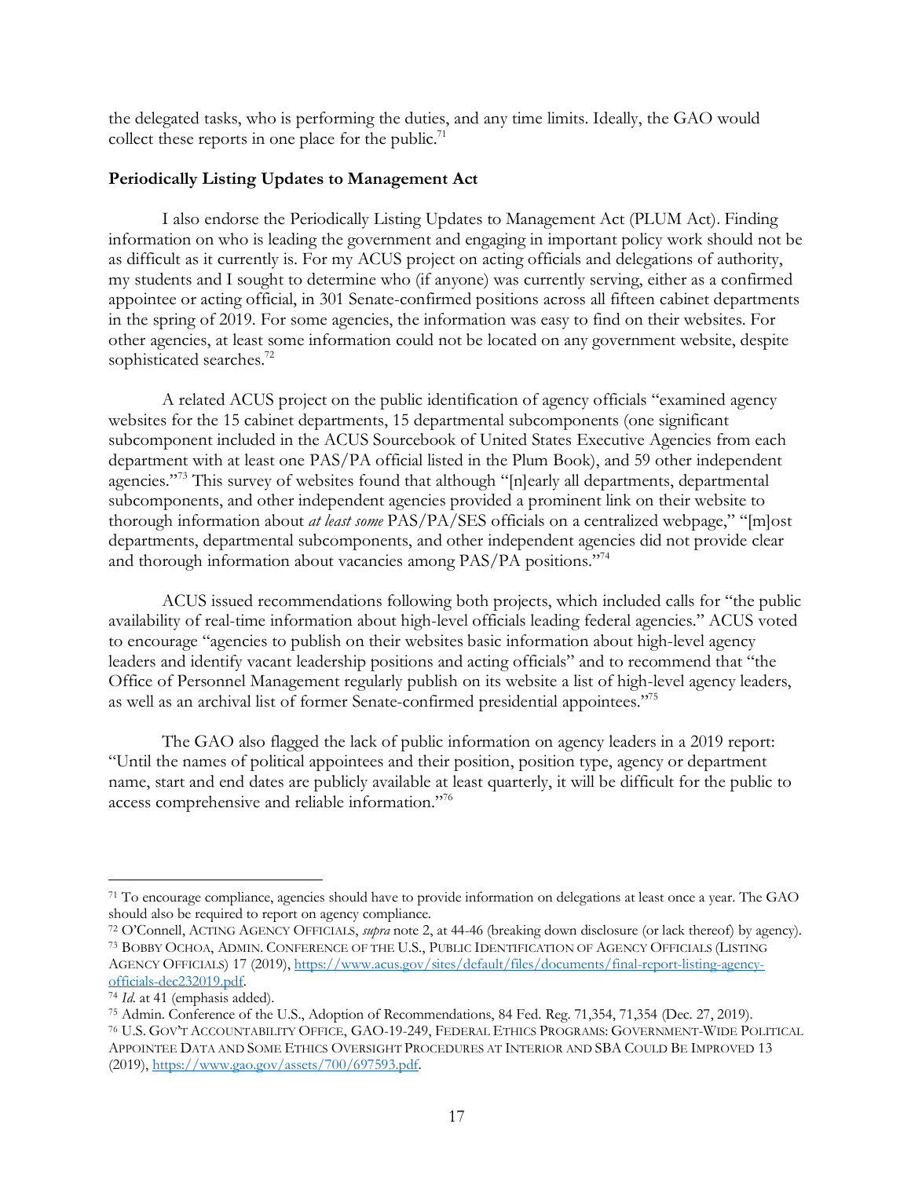the delegated tasks, who is performing the duties, and any time limits. Ideally, the GAO would collect these reports in one place for the public.[71]

**Periodically Listing Updates to Management Act**

I also endorse the Periodically Listing Updates to Management Act (PLUM Act). Finding information on who is leading the government and engaging in important policy work should not be as difficult as it currently is. For my ACUS project on acting officials and delegations of authority, my students and I sought to determine who (if anyone) was currently serving, either as a confirmed appointee or acting official, in 301 Senate-confirmed positions across all fifteen cabinet departments in the spring of 2019. For some agencies, the information was easy to find on their websites. For other agencies, at least some information could not be located on any government website, despite sophisticated searches.[72]

A related ACUS project on the public identification of agency officials "examined agency websites for the 15 cabinet departments, 15 departmental subcomponents (one significant subcomponent included in the ACUS Sourcebook of United States Executive Agencies from each department with at least one PAS/PA official listed in the Plum Book), and 59 other independent agencies."[73] This survey of websites found that although "[n]early all departments, departmental subcomponents, and other independent agencies provided a prominent link on their website to thorough information about *at least some* PAS/PA/SES officials on a centralized webpage," "[m]ost departments, departmental subcomponents, and other independent agencies did not provide clear and thorough information about vacancies among PAS/PA positions."[74]

ACUS issued recommendations following both projects, which included calls for "the public availability of real-time information about high-level officials leading federal agencies." ACUS voted to encourage "agencies to publish on their websites basic information about high-level agency leaders and identify vacant leadership positions and acting officials" and to recommend that "the Office of Personnel Management regularly publish on its website a list of high-level agency leaders, as well as an archival list of former Senate-confirmed presidential appointees."[75]

The GAO also flagged the lack of public information on agency leaders in a 2019 report: "Until the names of political appointees and their position, position type, agency or department name, start and end dates are publicly available at least quarterly, it will be difficult for the public to access comprehensive and reliable information."[76]

---

[71] To encourage compliance, agencies should have to provide information on delegations at least once a year. The GAO should also be required to report on agency compliance.

[72] O'Connell, ACTING AGENCY OFFICIALS, *supra* note 2, at 44-46 (breaking down disclosure (or lack thereof) by agency).

[73] BOBBY OCHOA, ADMIN. CONFERENCE OF THE U.S., PUBLIC IDENTIFICATION OF AGENCY OFFICIALS (LISTING AGENCY OFFICIALS) 17 (2019), https://www.acus.gov/sites/default/files/documents/final-report-listing-agency-officials-dec232019.pdf.

[74] *Id.* at 41 (emphasis added).

[75] Admin. Conference of the U.S., Adoption of Recommendations, 84 Fed. Reg. 71,354, 71,354 (Dec. 27, 2019).

[76] U.S. GOV'T ACCOUNTABILITY OFFICE, GAO-19-249, FEDERAL ETHICS PROGRAMS: GOVERNMENT-WIDE POLITICAL APPOINTEE DATA AND SOME ETHICS OVERSIGHT PROCEDURES AT INTERIOR AND SBA COULD BE IMPROVED 13 (2019), https://www.gao.gov/assets/700/697593.pdf.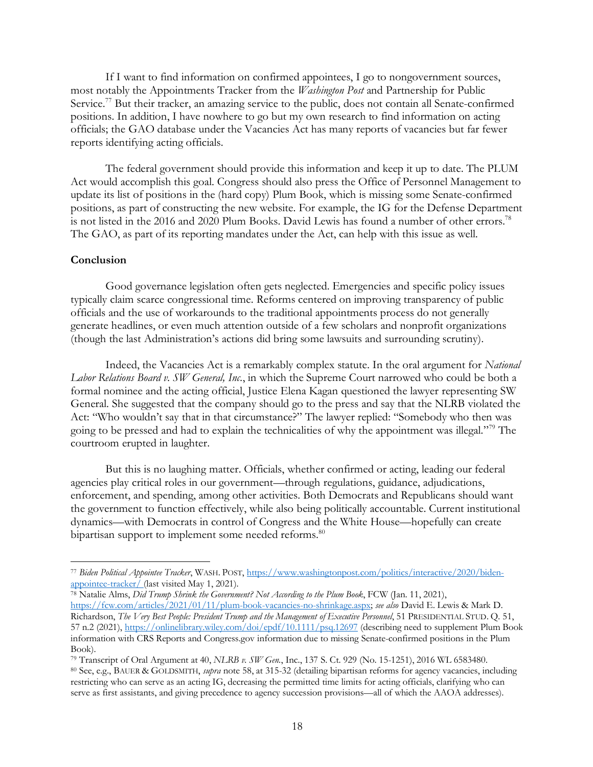If I want to find information on confirmed appointees, I go to nongovernment sources, most notably the Appointments Tracker from the *Washington Post* and Partnership for Public Service.[77] But their tracker, an amazing service to the public, does not contain all Senate-confirmed positions. In addition, I have nowhere to go but my own research to find information on acting officials; the GAO database under the Vacancies Act has many reports of vacancies but far fewer reports identifying acting officials.

The federal government should provide this information and keep it up to date. The PLUM Act would accomplish this goal. Congress should also press the Office of Personnel Management to update its list of positions in the (hard copy) Plum Book, which is missing some Senate-confirmed positions, as part of constructing the new website. For example, the IG for the Defense Department is not listed in the 2016 and 2020 Plum Books. David Lewis has found a number of other errors.[78] The GAO, as part of its reporting mandates under the Act, can help with this issue as well.

**Conclusion**

Good governance legislation often gets neglected. Emergencies and specific policy issues typically claim scarce congressional time. Reforms centered on improving transparency of public officials and the use of workarounds to the traditional appointments process do not generally generate headlines, or even much attention outside of a few scholars and nonprofit organizations (though the last Administration's actions did bring some lawsuits and surrounding scrutiny).

Indeed, the Vacancies Act is a remarkably complex statute. In the oral argument for *National Labor Relations Board v. SW General, Inc.*, in which the Supreme Court narrowed who could be both a formal nominee and the acting official, Justice Elena Kagan questioned the lawyer representing SW General. She suggested that the company should go to the press and say that the NLRB violated the Act: "Who wouldn't say that in that circumstance?" The lawyer replied: "Somebody who then was going to be pressed and had to explain the technicalities of why the appointment was illegal."[79] The courtroom erupted in laughter.

But this is no laughing matter. Officials, whether confirmed or acting, leading our federal agencies play critical roles in our government—through regulations, guidance, adjudications, enforcement, and spending, among other activities. Both Democrats and Republicans should want the government to function effectively, while also being politically accountable. Current institutional dynamics—with Democrats in control of Congress and the White House—hopefully can create bipartisan support to implement some needed reforms.[80]

---

[77] *Biden Political Appointee Tracker*, WASH. POST, https://www.washingtonpost.com/politics/interactive/2020/biden-appointee-tracker/ (last visited May 1, 2021).

[78] Natalie Alms, *Did Trump Shrink the Government? Not According to the Plum Book*, FCW (Jan. 11, 2021), https://fcw.com/articles/2021/01/11/plum-book-vacancies-no-shrinkage.aspx; *see also* David E. Lewis & Mark D. Richardson, *The Very Best People: President Trump and the Management of Executive Personnel*, 51 PRESIDENTIAL STUD. Q. 51, 57 n.2 (2021), https://onlinelibrary.wiley.com/doi/epdf/10.1111/psq.12697 (describing need to supplement Plum Book information with CRS Reports and Congress.gov information due to missing Senate-confirmed positions in the Plum Book).

[79] Transcript of Oral Argument at 40, *NLRB v. SW Gen.*, Inc., 137 S. Ct. 929 (No. 15-1251), 2016 WL 6583480.

[80] See, e.g., BAUER & GOLDSMITH, *supra* note 58, at 315-32 (detailing bipartisan reforms for agency vacancies, including restricting who can serve as an acting IG, decreasing the permitted time limits for acting officials, clarifying who can serve as first assistants, and giving precedence to agency succession provisions—all of which the AAOA addresses).